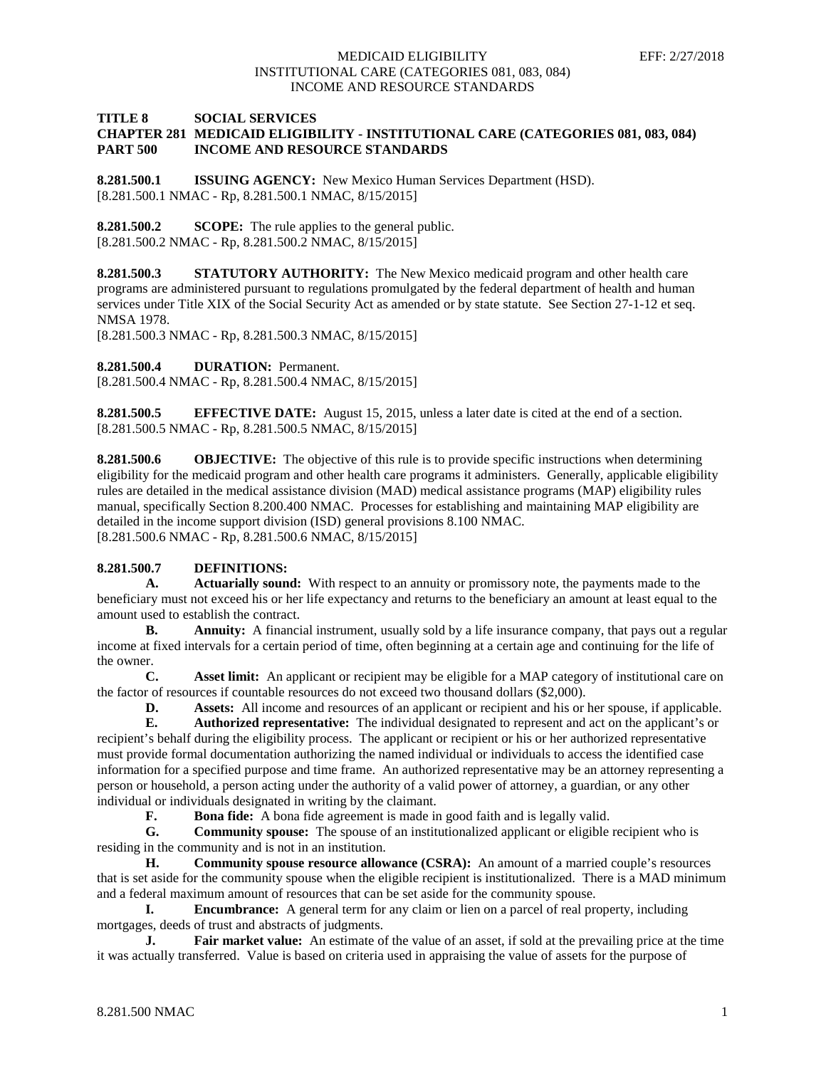**TITLE 8 SOCIAL SERVICES**
**CHAPTER 281 MEDICAID ELIGIBILITY - INSTITUTIONAL CARE (CATEGORIES 081, 083, 084)**
**PART 500 INCOME AND RESOURCE STANDARDS**

**8.281.500.1 ISSUING AGENCY:** New Mexico Human Services Department (HSD).
[8.281.500.1 NMAC - Rp, 8.281.500.1 NMAC, 8/15/2015]

**8.281.500.2 SCOPE:** The rule applies to the general public.
[8.281.500.2 NMAC - Rp, 8.281.500.2 NMAC, 8/15/2015]

**8.281.500.3 STATUTORY AUTHORITY:** The New Mexico medicaid program and other health care programs are administered pursuant to regulations promulgated by the federal department of health and human services under Title XIX of the Social Security Act as amended or by state statute. See Section 27-1-12 et seq. NMSA 1978.
[8.281.500.3 NMAC - Rp, 8.281.500.3 NMAC, 8/15/2015]

**8.281.500.4 DURATION:** Permanent.
[8.281.500.4 NMAC - Rp, 8.281.500.4 NMAC, 8/15/2015]

**8.281.500.5 EFFECTIVE DATE:** August 15, 2015, unless a later date is cited at the end of a section.
[8.281.500.5 NMAC - Rp, 8.281.500.5 NMAC, 8/15/2015]

**8.281.500.6 OBJECTIVE:** The objective of this rule is to provide specific instructions when determining eligibility for the medicaid program and other health care programs it administers. Generally, applicable eligibility rules are detailed in the medical assistance division (MAD) medical assistance programs (MAP) eligibility rules manual, specifically Section 8.200.400 NMAC. Processes for establishing and maintaining MAP eligibility are detailed in the income support division (ISD) general provisions 8.100 NMAC.
[8.281.500.6 NMAC - Rp, 8.281.500.6 NMAC, 8/15/2015]

**8.281.500.7 DEFINITIONS:**

**A. Actuarially sound:** With respect to an annuity or promissory note, the payments made to the beneficiary must not exceed his or her life expectancy and returns to the beneficiary an amount at least equal to the amount used to establish the contract.

**B. Annuity:** A financial instrument, usually sold by a life insurance company, that pays out a regular income at fixed intervals for a certain period of time, often beginning at a certain age and continuing for the life of the owner.

**C. Asset limit:** An applicant or recipient may be eligible for a MAP category of institutional care on the factor of resources if countable resources do not exceed two thousand dollars ($2,000).

**D. Assets:** All income and resources of an applicant or recipient and his or her spouse, if applicable.

**E. Authorized representative:** The individual designated to represent and act on the applicant's or recipient's behalf during the eligibility process. The applicant or recipient or his or her authorized representative must provide formal documentation authorizing the named individual or individuals to access the identified case information for a specified purpose and time frame. An authorized representative may be an attorney representing a person or household, a person acting under the authority of a valid power of attorney, a guardian, or any other individual or individuals designated in writing by the claimant.

**F. Bona fide:** A bona fide agreement is made in good faith and is legally valid.

**G. Community spouse:** The spouse of an institutionalized applicant or eligible recipient who is residing in the community and is not in an institution.

**H. Community spouse resource allowance (CSRA):** An amount of a married couple's resources that is set aside for the community spouse when the eligible recipient is institutionalized. There is a MAD minimum and a federal maximum amount of resources that can be set aside for the community spouse.

**I. Encumbrance:** A general term for any claim or lien on a parcel of real property, including mortgages, deeds of trust and abstracts of judgments.

**J. Fair market value:** An estimate of the value of an asset, if sold at the prevailing price at the time it was actually transferred. Value is based on criteria used in appraising the value of assets for the purpose of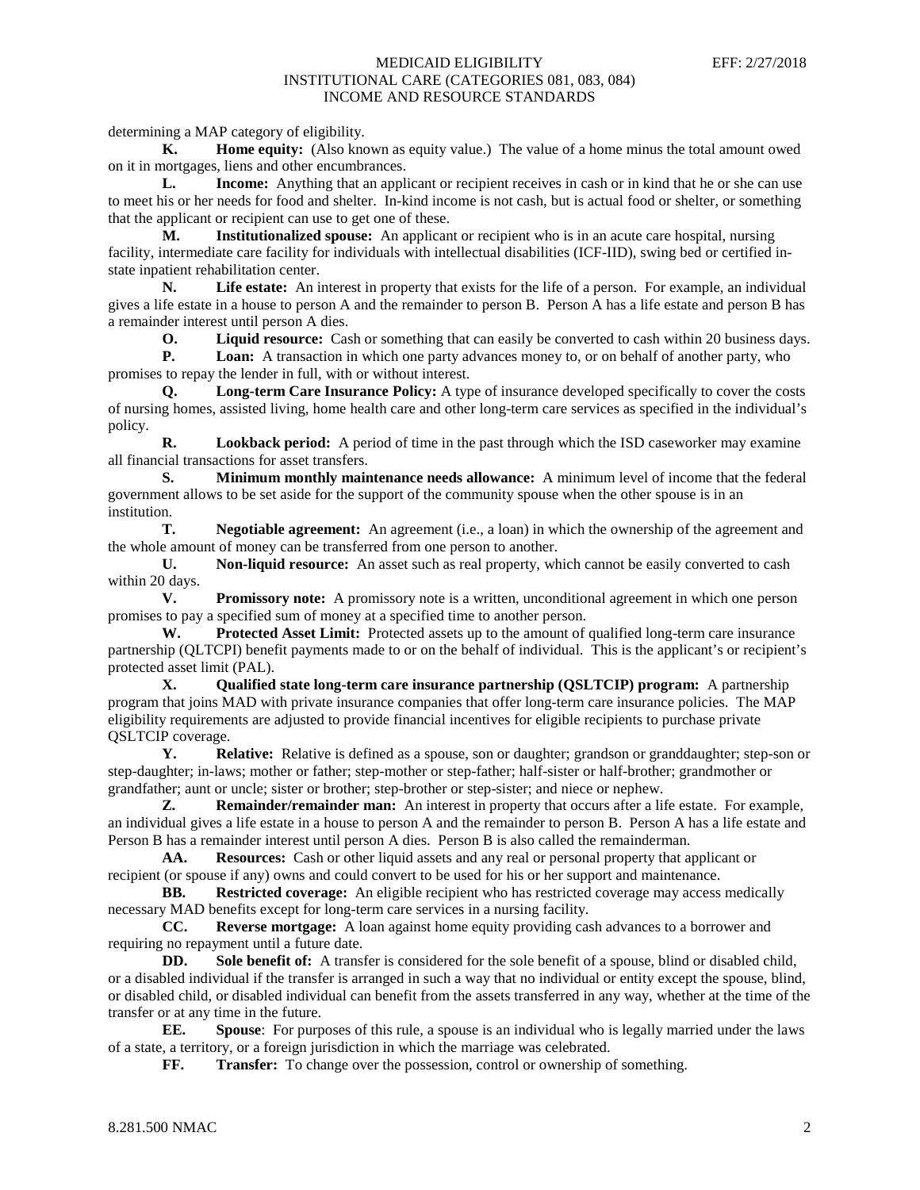determining a MAP category of eligibility.

**K. Home equity:** (Also known as equity value.) The value of a home minus the total amount owed on it in mortgages, liens and other encumbrances.

**L. Income:** Anything that an applicant or recipient receives in cash or in kind that he or she can use to meet his or her needs for food and shelter. In-kind income is not cash, but is actual food or shelter, or something that the applicant or recipient can use to get one of these.

**M. Institutionalized spouse:** An applicant or recipient who is in an acute care hospital, nursing facility, intermediate care facility for individuals with intellectual disabilities (ICF-IID), swing bed or certified in-state inpatient rehabilitation center.

**N. Life estate:** An interest in property that exists for the life of a person. For example, an individual gives a life estate in a house to person A and the remainder to person B. Person A has a life estate and person B has a remainder interest until person A dies.

**O. Liquid resource:** Cash or something that can easily be converted to cash within 20 business days.

**P. Loan:** A transaction in which one party advances money to, or on behalf of another party, who promises to repay the lender in full, with or without interest.

**Q. Long-term Care Insurance Policy:** A type of insurance developed specifically to cover the costs of nursing homes, assisted living, home health care and other long-term care services as specified in the individual's policy.

**R. Lookback period:** A period of time in the past through which the ISD caseworker may examine all financial transactions for asset transfers.

**S. Minimum monthly maintenance needs allowance:** A minimum level of income that the federal government allows to be set aside for the support of the community spouse when the other spouse is in an institution.

**T. Negotiable agreement:** An agreement (i.e., a loan) in which the ownership of the agreement and the whole amount of money can be transferred from one person to another.

**U. Non-liquid resource:** An asset such as real property, which cannot be easily converted to cash within 20 days.

**V. Promissory note:** A promissory note is a written, unconditional agreement in which one person promises to pay a specified sum of money at a specified time to another person.

**W. Protected Asset Limit:** Protected assets up to the amount of qualified long-term care insurance partnership (QLTCPI) benefit payments made to or on the behalf of individual. This is the applicant's or recipient's protected asset limit (PAL).

**X. Qualified state long-term care insurance partnership (QSLTCIP) program:** A partnership program that joins MAD with private insurance companies that offer long-term care insurance policies. The MAP eligibility requirements are adjusted to provide financial incentives for eligible recipients to purchase private QSLTCIP coverage.

**Y. Relative:** Relative is defined as a spouse, son or daughter; grandson or granddaughter; step-son or step-daughter; in-laws; mother or father; step-mother or step-father; half-sister or half-brother; grandmother or grandfather; aunt or uncle; sister or brother; step-brother or step-sister; and niece or nephew.

**Z. Remainder/remainder man:** An interest in property that occurs after a life estate. For example, an individual gives a life estate in a house to person A and the remainder to person B. Person A has a life estate and Person B has a remainder interest until person A dies. Person B is also called the remainderman.

**AA. Resources:** Cash or other liquid assets and any real or personal property that applicant or recipient (or spouse if any) owns and could convert to be used for his or her support and maintenance.

**BB. Restricted coverage:** An eligible recipient who has restricted coverage may access medically necessary MAD benefits except for long-term care services in a nursing facility.

**CC. Reverse mortgage:** A loan against home equity providing cash advances to a borrower and requiring no repayment until a future date.

**DD. Sole benefit of:** A transfer is considered for the sole benefit of a spouse, blind or disabled child, or a disabled individual if the transfer is arranged in such a way that no individual or entity except the spouse, blind, or disabled child, or disabled individual can benefit from the assets transferred in any way, whether at the time of the transfer or at any time in the future.

**EE. Spouse**: For purposes of this rule, a spouse is an individual who is legally married under the laws of a state, a territory, or a foreign jurisdiction in which the marriage was celebrated.

**FF. Transfer:** To change over the possession, control or ownership of something.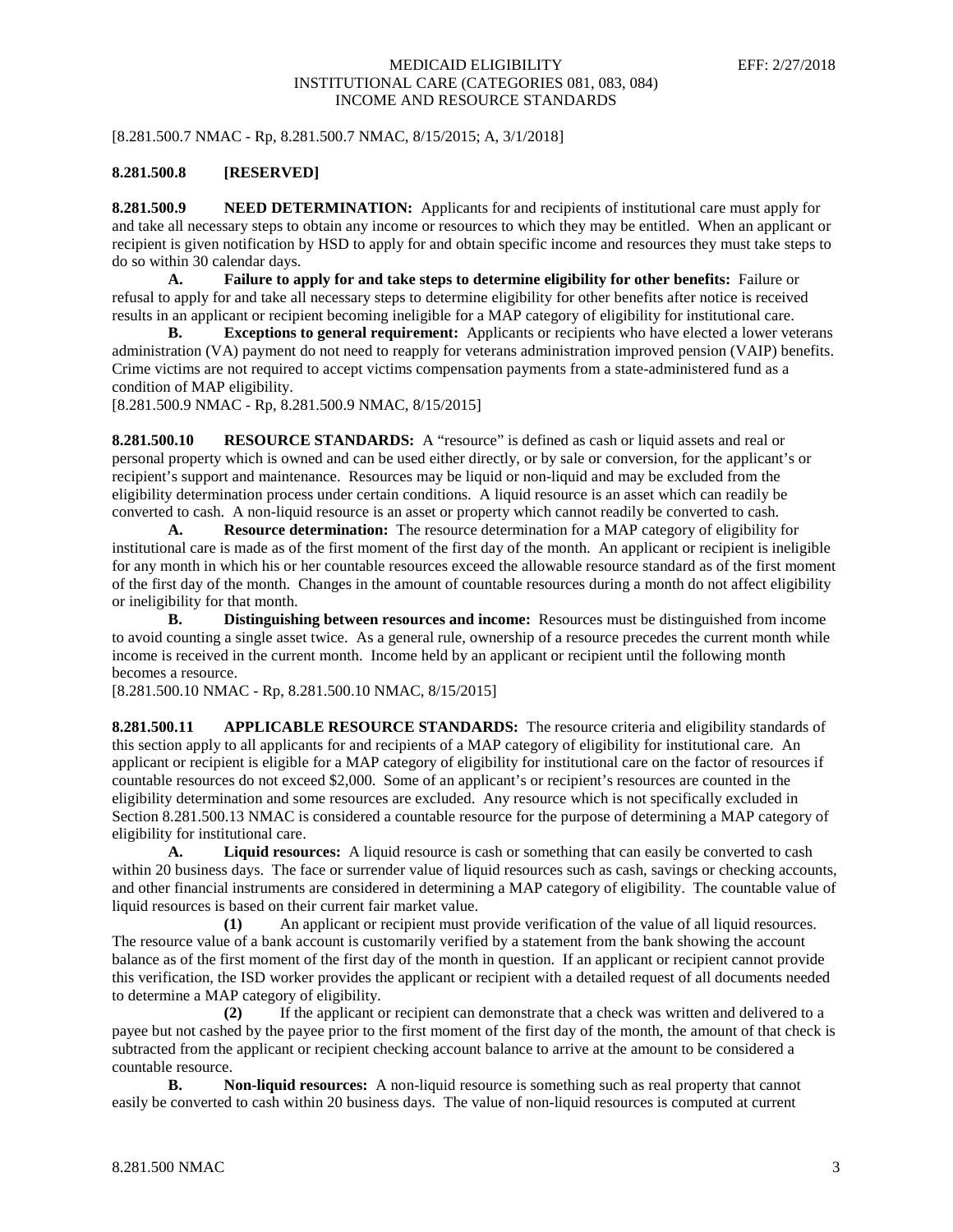[8.281.500.7 NMAC - Rp, 8.281.500.7 NMAC, 8/15/2015; A, 3/1/2018]

**8.281.500.8 [RESERVED]**

**8.281.500.9 NEED DETERMINATION:** Applicants for and recipients of institutional care must apply for and take all necessary steps to obtain any income or resources to which they may be entitled. When an applicant or recipient is given notification by HSD to apply for and obtain specific income and resources they must take steps to do so within 30 calendar days.

**A. Failure to apply for and take steps to determine eligibility for other benefits:** Failure or refusal to apply for and take all necessary steps to determine eligibility for other benefits after notice is received results in an applicant or recipient becoming ineligible for a MAP category of eligibility for institutional care.

**B. Exceptions to general requirement:** Applicants or recipients who have elected a lower veterans administration (VA) payment do not need to reapply for veterans administration improved pension (VAIP) benefits. Crime victims are not required to accept victims compensation payments from a state-administered fund as a condition of MAP eligibility.

[8.281.500.9 NMAC - Rp, 8.281.500.9 NMAC, 8/15/2015]

**8.281.500.10 RESOURCE STANDARDS:** A "resource" is defined as cash or liquid assets and real or personal property which is owned and can be used either directly, or by sale or conversion, for the applicant's or recipient's support and maintenance. Resources may be liquid or non-liquid and may be excluded from the eligibility determination process under certain conditions. A liquid resource is an asset which can readily be converted to cash. A non-liquid resource is an asset or property which cannot readily be converted to cash.

**A. Resource determination:** The resource determination for a MAP category of eligibility for institutional care is made as of the first moment of the first day of the month. An applicant or recipient is ineligible for any month in which his or her countable resources exceed the allowable resource standard as of the first moment of the first day of the month. Changes in the amount of countable resources during a month do not affect eligibility or ineligibility for that month.

**B. Distinguishing between resources and income:** Resources must be distinguished from income to avoid counting a single asset twice. As a general rule, ownership of a resource precedes the current month while income is received in the current month. Income held by an applicant or recipient until the following month becomes a resource.

[8.281.500.10 NMAC - Rp, 8.281.500.10 NMAC, 8/15/2015]

**8.281.500.11 APPLICABLE RESOURCE STANDARDS:** The resource criteria and eligibility standards of this section apply to all applicants for and recipients of a MAP category of eligibility for institutional care. An applicant or recipient is eligible for a MAP category of eligibility for institutional care on the factor of resources if countable resources do not exceed $2,000. Some of an applicant's or recipient's resources are counted in the eligibility determination and some resources are excluded. Any resource which is not specifically excluded in Section 8.281.500.13 NMAC is considered a countable resource for the purpose of determining a MAP category of eligibility for institutional care.

**A. Liquid resources:** A liquid resource is cash or something that can easily be converted to cash within 20 business days. The face or surrender value of liquid resources such as cash, savings or checking accounts, and other financial instruments are considered in determining a MAP category of eligibility. The countable value of liquid resources is based on their current fair market value.

**(1)** An applicant or recipient must provide verification of the value of all liquid resources. The resource value of a bank account is customarily verified by a statement from the bank showing the account balance as of the first moment of the first day of the month in question. If an applicant or recipient cannot provide this verification, the ISD worker provides the applicant or recipient with a detailed request of all documents needed to determine a MAP category of eligibility.

**(2)** If the applicant or recipient can demonstrate that a check was written and delivered to a payee but not cashed by the payee prior to the first moment of the first day of the month, the amount of that check is subtracted from the applicant or recipient checking account balance to arrive at the amount to be considered a countable resource.

**B. Non-liquid resources:** A non-liquid resource is something such as real property that cannot easily be converted to cash within 20 business days. The value of non-liquid resources is computed at current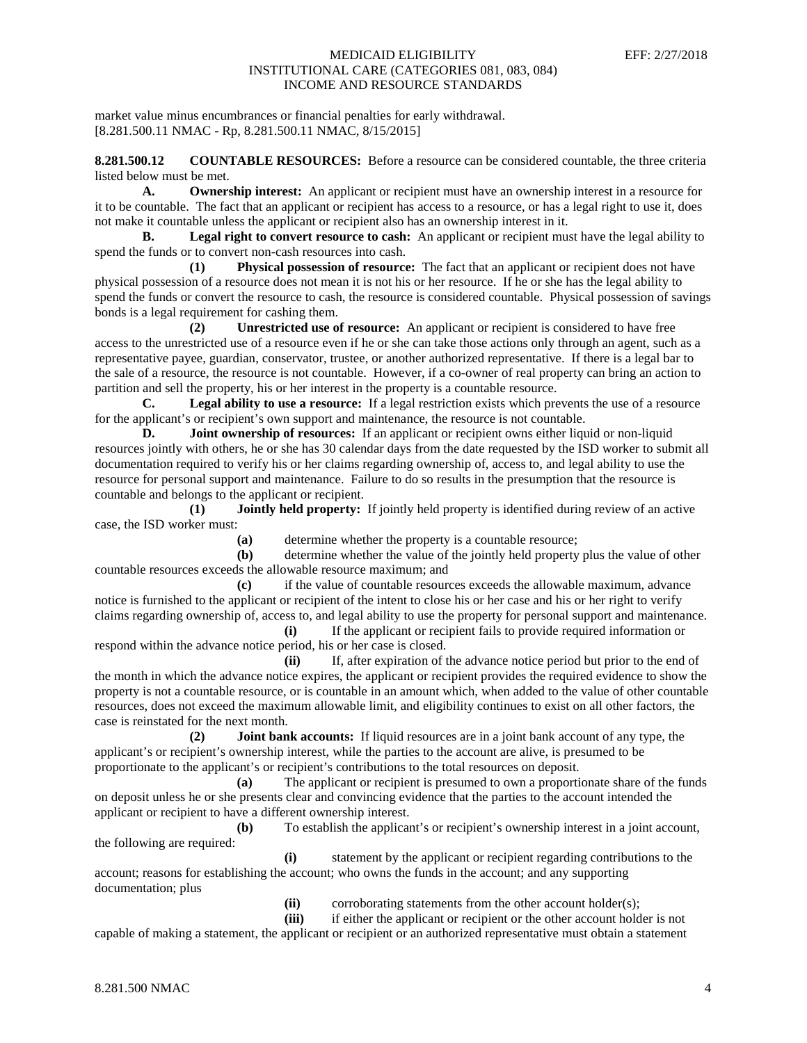market value minus encumbrances or financial penalties for early withdrawal.
[8.281.500.11 NMAC - Rp, 8.281.500.11 NMAC, 8/15/2015]

**8.281.500.12 COUNTABLE RESOURCES:** Before a resource can be considered countable, the three criteria listed below must be met.

**A. Ownership interest:** An applicant or recipient must have an ownership interest in a resource for it to be countable. The fact that an applicant or recipient has access to a resource, or has a legal right to use it, does not make it countable unless the applicant or recipient also has an ownership interest in it.

**B. Legal right to convert resource to cash:** An applicant or recipient must have the legal ability to spend the funds or to convert non-cash resources into cash.

**(1) Physical possession of resource:** The fact that an applicant or recipient does not have physical possession of a resource does not mean it is not his or her resource. If he or she has the legal ability to spend the funds or convert the resource to cash, the resource is considered countable. Physical possession of savings bonds is a legal requirement for cashing them.

**(2) Unrestricted use of resource:** An applicant or recipient is considered to have free access to the unrestricted use of a resource even if he or she can take those actions only through an agent, such as a representative payee, guardian, conservator, trustee, or another authorized representative. If there is a legal bar to the sale of a resource, the resource is not countable. However, if a co-owner of real property can bring an action to partition and sell the property, his or her interest in the property is a countable resource.

**C. Legal ability to use a resource:** If a legal restriction exists which prevents the use of a resource for the applicant's or recipient's own support and maintenance, the resource is not countable.

**D. Joint ownership of resources:** If an applicant or recipient owns either liquid or non-liquid resources jointly with others, he or she has 30 calendar days from the date requested by the ISD worker to submit all documentation required to verify his or her claims regarding ownership of, access to, and legal ability to use the resource for personal support and maintenance. Failure to do so results in the presumption that the resource is countable and belongs to the applicant or recipient.

**(1) Jointly held property:** If jointly held property is identified during review of an active case, the ISD worker must:

**(a)** determine whether the property is a countable resource;

**(b)** determine whether the value of the jointly held property plus the value of other countable resources exceeds the allowable resource maximum; and

**(c)** if the value of countable resources exceeds the allowable maximum, advance notice is furnished to the applicant or recipient of the intent to close his or her case and his or her right to verify claims regarding ownership of, access to, and legal ability to use the property for personal support and maintenance.

**(i)** If the applicant or recipient fails to provide required information or respond within the advance notice period, his or her case is closed.

**(ii)** If, after expiration of the advance notice period but prior to the end of the month in which the advance notice expires, the applicant or recipient provides the required evidence to show the property is not a countable resource, or is countable in an amount which, when added to the value of other countable resources, does not exceed the maximum allowable limit, and eligibility continues to exist on all other factors, the case is reinstated for the next month.

**(2) Joint bank accounts:** If liquid resources are in a joint bank account of any type, the applicant's or recipient's ownership interest, while the parties to the account are alive, is presumed to be proportionate to the applicant's or recipient's contributions to the total resources on deposit.

**(a)** The applicant or recipient is presumed to own a proportionate share of the funds on deposit unless he or she presents clear and convincing evidence that the parties to the account intended the applicant or recipient to have a different ownership interest.

**(b)** To establish the applicant's or recipient's ownership interest in a joint account, the following are required:

**(i)** statement by the applicant or recipient regarding contributions to the account; reasons for establishing the account; who owns the funds in the account; and any supporting documentation; plus

**(ii)** corroborating statements from the other account holder(s);

**(iii)** if either the applicant or recipient or the other account holder is not capable of making a statement, the applicant or recipient or an authorized representative must obtain a statement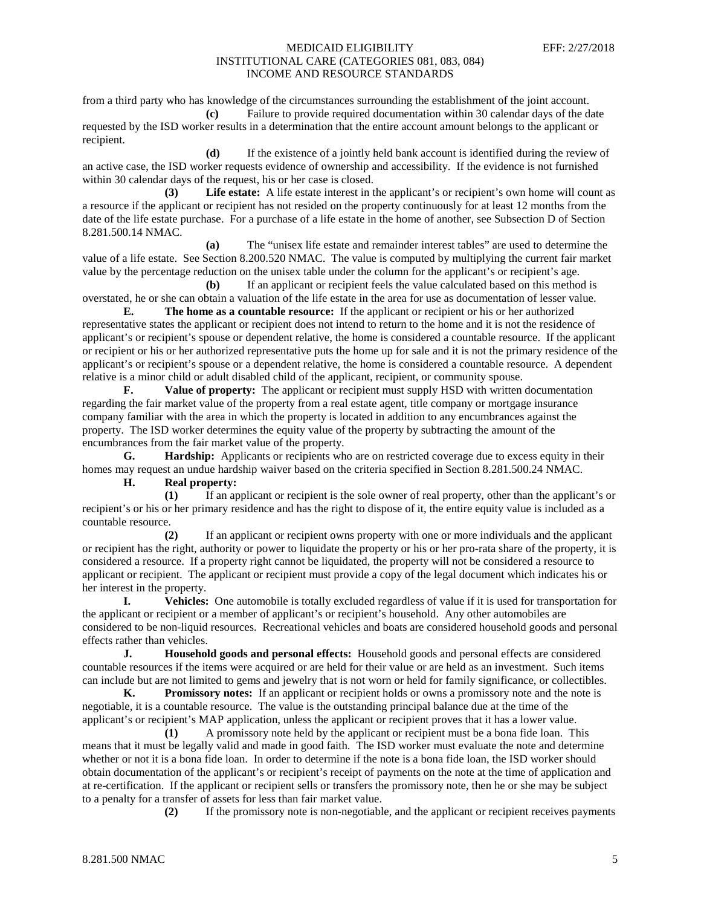from a third party who has knowledge of the circumstances surrounding the establishment of the joint account.

**(c)** Failure to provide required documentation within 30 calendar days of the date requested by the ISD worker results in a determination that the entire account amount belongs to the applicant or recipient.

**(d)** If the existence of a jointly held bank account is identified during the review of an active case, the ISD worker requests evidence of ownership and accessibility. If the evidence is not furnished within 30 calendar days of the request, his or her case is closed.

**(3)** **Life estate:** A life estate interest in the applicant's or recipient's own home will count as a resource if the applicant or recipient has not resided on the property continuously for at least 12 months from the date of the life estate purchase. For a purchase of a life estate in the home of another, see Subsection D of Section 8.281.500.14 NMAC.

**(a)** The "unisex life estate and remainder interest tables" are used to determine the value of a life estate. See Section 8.200.520 NMAC. The value is computed by multiplying the current fair market value by the percentage reduction on the unisex table under the column for the applicant's or recipient's age.

**(b)** If an applicant or recipient feels the value calculated based on this method is overstated, he or she can obtain a valuation of the life estate in the area for use as documentation of lesser value.

**E.** **The home as a countable resource:** If the applicant or recipient or his or her authorized representative states the applicant or recipient does not intend to return to the home and it is not the residence of applicant's or recipient's spouse or dependent relative, the home is considered a countable resource. If the applicant or recipient or his or her authorized representative puts the home up for sale and it is not the primary residence of the applicant's or recipient's spouse or a dependent relative, the home is considered a countable resource. A dependent relative is a minor child or adult disabled child of the applicant, recipient, or community spouse.

**F.** **Value of property:** The applicant or recipient must supply HSD with written documentation regarding the fair market value of the property from a real estate agent, title company or mortgage insurance company familiar with the area in which the property is located in addition to any encumbrances against the property. The ISD worker determines the equity value of the property by subtracting the amount of the encumbrances from the fair market value of the property.

**G.** **Hardship:** Applicants or recipients who are on restricted coverage due to excess equity in their homes may request an undue hardship waiver based on the criteria specified in Section 8.281.500.24 NMAC.

**H.** **Real property:**

**(1)** If an applicant or recipient is the sole owner of real property, other than the applicant's or recipient's or his or her primary residence and has the right to dispose of it, the entire equity value is included as a countable resource.

**(2)** If an applicant or recipient owns property with one or more individuals and the applicant or recipient has the right, authority or power to liquidate the property or his or her pro-rata share of the property, it is considered a resource. If a property right cannot be liquidated, the property will not be considered a resource to applicant or recipient. The applicant or recipient must provide a copy of the legal document which indicates his or her interest in the property.

**I.** **Vehicles:** One automobile is totally excluded regardless of value if it is used for transportation for the applicant or recipient or a member of applicant's or recipient's household. Any other automobiles are considered to be non-liquid resources. Recreational vehicles and boats are considered household goods and personal effects rather than vehicles.

**J.** **Household goods and personal effects:** Household goods and personal effects are considered countable resources if the items were acquired or are held for their value or are held as an investment. Such items can include but are not limited to gems and jewelry that is not worn or held for family significance, or collectibles.

**K.** **Promissory notes:** If an applicant or recipient holds or owns a promissory note and the note is negotiable, it is a countable resource. The value is the outstanding principal balance due at the time of the applicant's or recipient's MAP application, unless the applicant or recipient proves that it has a lower value.

**(1)** A promissory note held by the applicant or recipient must be a bona fide loan. This means that it must be legally valid and made in good faith. The ISD worker must evaluate the note and determine whether or not it is a bona fide loan. In order to determine if the note is a bona fide loan, the ISD worker should obtain documentation of the applicant's or recipient's receipt of payments on the note at the time of application and at re-certification. If the applicant or recipient sells or transfers the promissory note, then he or she may be subject to a penalty for a transfer of assets for less than fair market value.

**(2)** If the promissory note is non-negotiable, and the applicant or recipient receives payments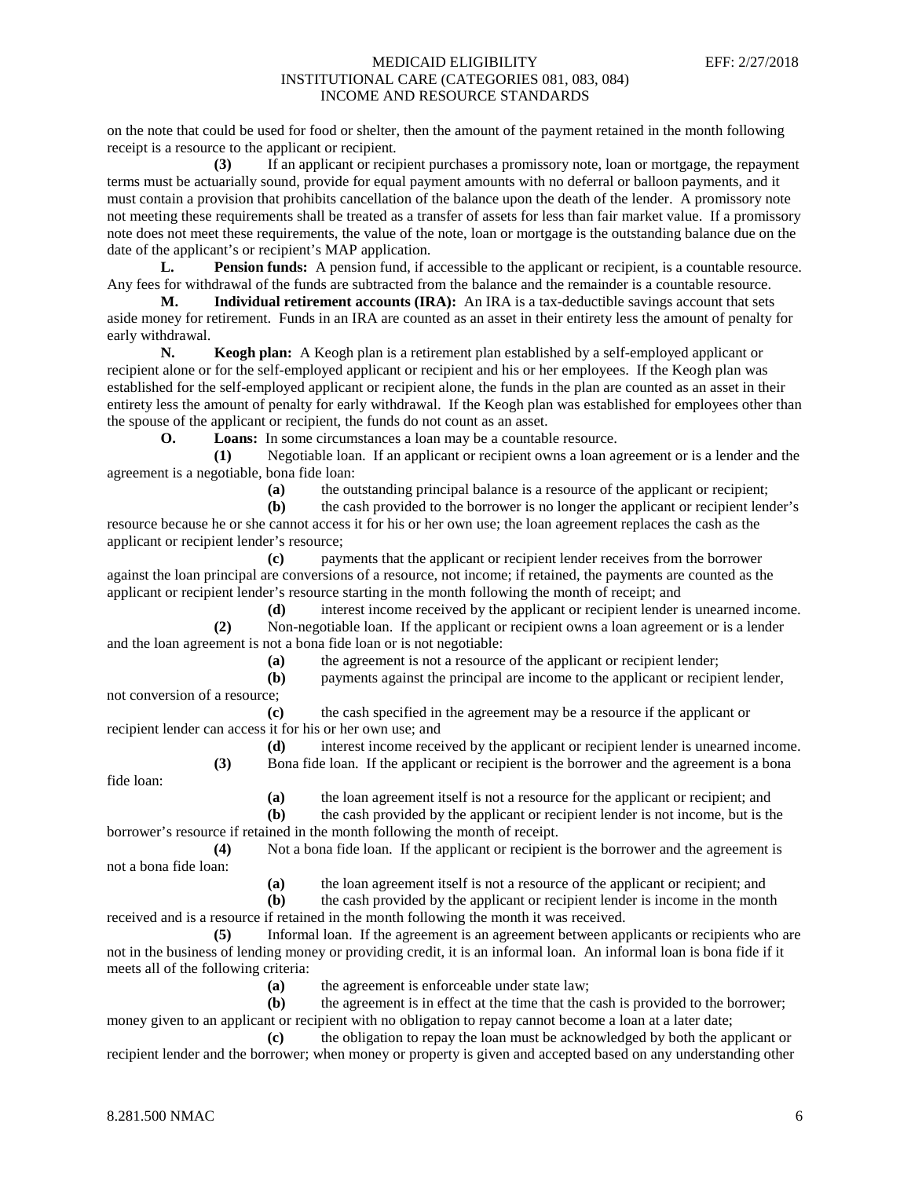on the note that could be used for food or shelter, then the amount of the payment retained in the month following receipt is a resource to the applicant or recipient.

**(3)** If an applicant or recipient purchases a promissory note, loan or mortgage, the repayment terms must be actuarially sound, provide for equal payment amounts with no deferral or balloon payments, and it must contain a provision that prohibits cancellation of the balance upon the death of the lender. A promissory note not meeting these requirements shall be treated as a transfer of assets for less than fair market value. If a promissory note does not meet these requirements, the value of the note, loan or mortgage is the outstanding balance due on the date of the applicant's or recipient's MAP application.

**L. Pension funds:** A pension fund, if accessible to the applicant or recipient, is a countable resource. Any fees for withdrawal of the funds are subtracted from the balance and the remainder is a countable resource.

**M. Individual retirement accounts (IRA):** An IRA is a tax-deductible savings account that sets aside money for retirement. Funds in an IRA are counted as an asset in their entirety less the amount of penalty for early withdrawal.

**N. Keogh plan:** A Keogh plan is a retirement plan established by a self-employed applicant or recipient alone or for the self-employed applicant or recipient and his or her employees. If the Keogh plan was established for the self-employed applicant or recipient alone, the funds in the plan are counted as an asset in their entirety less the amount of penalty for early withdrawal. If the Keogh plan was established for employees other than the spouse of the applicant or recipient, the funds do not count as an asset.

**O. Loans:** In some circumstances a loan may be a countable resource.

**(1)** Negotiable loan. If an applicant or recipient owns a loan agreement or is a lender and the agreement is a negotiable, bona fide loan:

**(a)** the outstanding principal balance is a resource of the applicant or recipient;

**(b)** the cash provided to the borrower is no longer the applicant or recipient lender's resource because he or she cannot access it for his or her own use; the loan agreement replaces the cash as the applicant or recipient lender's resource;

**(c)** payments that the applicant or recipient lender receives from the borrower against the loan principal are conversions of a resource, not income; if retained, the payments are counted as the applicant or recipient lender's resource starting in the month following the month of receipt; and

**(d)** interest income received by the applicant or recipient lender is unearned income.

**(2)** Non-negotiable loan. If the applicant or recipient owns a loan agreement or is a lender and the loan agreement is not a bona fide loan or is not negotiable:

**(a)** the agreement is not a resource of the applicant or recipient lender;

**(b)** payments against the principal are income to the applicant or recipient lender, not conversion of a resource;

**(c)** the cash specified in the agreement may be a resource if the applicant or recipient lender can access it for his or her own use; and

**(d)** interest income received by the applicant or recipient lender is unearned income.

**(3)** Bona fide loan. If the applicant or recipient is the borrower and the agreement is a bona fide loan:

**(a)** the loan agreement itself is not a resource for the applicant or recipient; and

**(b)** the cash provided by the applicant or recipient lender is not income, but is the borrower's resource if retained in the month following the month of receipt.

**(4)** Not a bona fide loan. If the applicant or recipient is the borrower and the agreement is not a bona fide loan:

**(a)** the loan agreement itself is not a resource of the applicant or recipient; and

**(b)** the cash provided by the applicant or recipient lender is income in the month received and is a resource if retained in the month following the month it was received.

**(5)** Informal loan. If the agreement is an agreement between applicants or recipients who are not in the business of lending money or providing credit, it is an informal loan. An informal loan is bona fide if it meets all of the following criteria:

**(a)** the agreement is enforceable under state law;

**(b)** the agreement is in effect at the time that the cash is provided to the borrower; money given to an applicant or recipient with no obligation to repay cannot become a loan at a later date;

**(c)** the obligation to repay the loan must be acknowledged by both the applicant or recipient lender and the borrower; when money or property is given and accepted based on any understanding other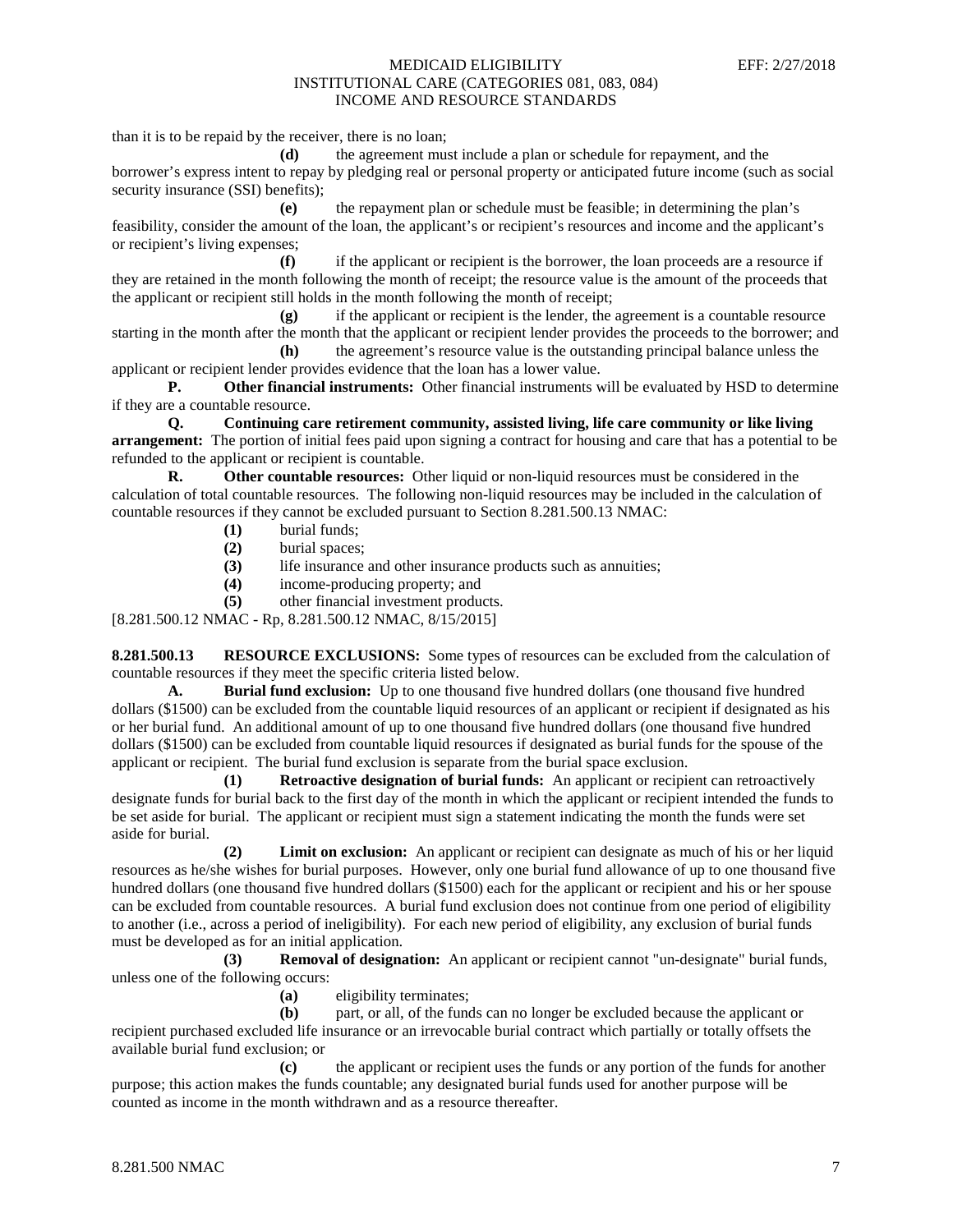than it is to be repaid by the receiver, there is no loan;

**(d)** the agreement must include a plan or schedule for repayment, and the borrower's express intent to repay by pledging real or personal property or anticipated future income (such as social security insurance (SSI) benefits);

**(e)** the repayment plan or schedule must be feasible; in determining the plan's feasibility, consider the amount of the loan, the applicant's or recipient's resources and income and the applicant's or recipient's living expenses;

**(f)** if the applicant or recipient is the borrower, the loan proceeds are a resource if they are retained in the month following the month of receipt; the resource value is the amount of the proceeds that the applicant or recipient still holds in the month following the month of receipt;

**(g)** if the applicant or recipient is the lender, the agreement is a countable resource starting in the month after the month that the applicant or recipient lender provides the proceeds to the borrower; and

**(h)** the agreement's resource value is the outstanding principal balance unless the applicant or recipient lender provides evidence that the loan has a lower value.

**P. Other financial instruments:** Other financial instruments will be evaluated by HSD to determine if they are a countable resource.

**Q. Continuing care retirement community, assisted living, life care community or like living arrangement:** The portion of initial fees paid upon signing a contract for housing and care that has a potential to be refunded to the applicant or recipient is countable.

**R. Other countable resources:** Other liquid or non-liquid resources must be considered in the calculation of total countable resources. The following non-liquid resources may be included in the calculation of countable resources if they cannot be excluded pursuant to Section 8.281.500.13 NMAC:

**(1)** burial funds;

**(2)** burial spaces;

**(3)** life insurance and other insurance products such as annuities;

**(4)** income-producing property; and

**(5)** other financial investment products.

[8.281.500.12 NMAC - Rp, 8.281.500.12 NMAC, 8/15/2015]

**8.281.500.13 RESOURCE EXCLUSIONS:** Some types of resources can be excluded from the calculation of countable resources if they meet the specific criteria listed below.

**A. Burial fund exclusion:** Up to one thousand five hundred dollars (one thousand five hundred dollars ($1500) can be excluded from the countable liquid resources of an applicant or recipient if designated as his or her burial fund. An additional amount of up to one thousand five hundred dollars (one thousand five hundred dollars ($1500) can be excluded from countable liquid resources if designated as burial funds for the spouse of the applicant or recipient. The burial fund exclusion is separate from the burial space exclusion.

**(1) Retroactive designation of burial funds:** An applicant or recipient can retroactively designate funds for burial back to the first day of the month in which the applicant or recipient intended the funds to be set aside for burial. The applicant or recipient must sign a statement indicating the month the funds were set aside for burial.

**(2) Limit on exclusion:** An applicant or recipient can designate as much of his or her liquid resources as he/she wishes for burial purposes. However, only one burial fund allowance of up to one thousand five hundred dollars (one thousand five hundred dollars ($1500) each for the applicant or recipient and his or her spouse can be excluded from countable resources. A burial fund exclusion does not continue from one period of eligibility to another (i.e., across a period of ineligibility). For each new period of eligibility, any exclusion of burial funds must be developed as for an initial application.

**(3) Removal of designation:** An applicant or recipient cannot "un-designate" burial funds, unless one of the following occurs:

**(a)** eligibility terminates;

**(b)** part, or all, of the funds can no longer be excluded because the applicant or recipient purchased excluded life insurance or an irrevocable burial contract which partially or totally offsets the available burial fund exclusion; or

**(c)** the applicant or recipient uses the funds or any portion of the funds for another purpose; this action makes the funds countable; any designated burial funds used for another purpose will be counted as income in the month withdrawn and as a resource thereafter.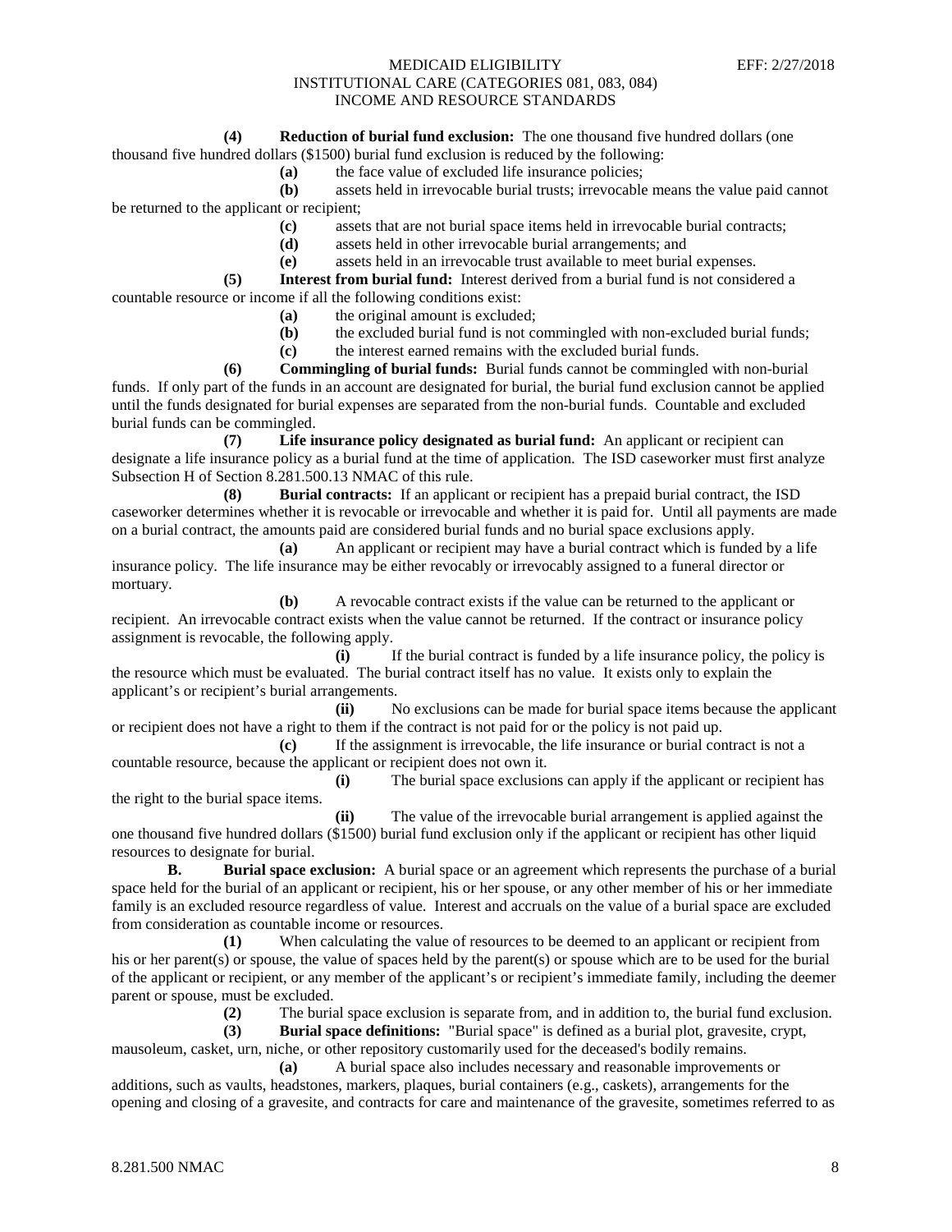**(4) Reduction of burial fund exclusion:** The one thousand five hundred dollars (one thousand five hundred dollars ($1500) burial fund exclusion is reduced by the following:

**(a)** the face value of excluded life insurance policies;

**(b)** assets held in irrevocable burial trusts; irrevocable means the value paid cannot be returned to the applicant or recipient;

**(c)** assets that are not burial space items held in irrevocable burial contracts;

**(d)** assets held in other irrevocable burial arrangements; and

**(e)** assets held in an irrevocable trust available to meet burial expenses.

**(5) Interest from burial fund:** Interest derived from a burial fund is not considered a countable resource or income if all the following conditions exist:

**(a)** the original amount is excluded;

**(b)** the excluded burial fund is not commingled with non-excluded burial funds;

**(c)** the interest earned remains with the excluded burial funds.

**(6) Commingling of burial funds:** Burial funds cannot be commingled with non-burial funds. If only part of the funds in an account are designated for burial, the burial fund exclusion cannot be applied until the funds designated for burial expenses are separated from the non-burial funds. Countable and excluded burial funds can be commingled.

**(7) Life insurance policy designated as burial fund:** An applicant or recipient can designate a life insurance policy as a burial fund at the time of application. The ISD caseworker must first analyze Subsection H of Section 8.281.500.13 NMAC of this rule.

**(8) Burial contracts:** If an applicant or recipient has a prepaid burial contract, the ISD caseworker determines whether it is revocable or irrevocable and whether it is paid for. Until all payments are made on a burial contract, the amounts paid are considered burial funds and no burial space exclusions apply.

**(a)** An applicant or recipient may have a burial contract which is funded by a life insurance policy. The life insurance may be either revocably or irrevocably assigned to a funeral director or mortuary.

**(b)** A revocable contract exists if the value can be returned to the applicant or recipient. An irrevocable contract exists when the value cannot be returned. If the contract or insurance policy assignment is revocable, the following apply.

**(i)** If the burial contract is funded by a life insurance policy, the policy is the resource which must be evaluated. The burial contract itself has no value. It exists only to explain the applicant's or recipient's burial arrangements.

**(ii)** No exclusions can be made for burial space items because the applicant or recipient does not have a right to them if the contract is not paid for or the policy is not paid up.

**(c)** If the assignment is irrevocable, the life insurance or burial contract is not a countable resource, because the applicant or recipient does not own it.

**(i)** The burial space exclusions can apply if the applicant or recipient has the right to the burial space items.

**(ii)** The value of the irrevocable burial arrangement is applied against the one thousand five hundred dollars ($1500) burial fund exclusion only if the applicant or recipient has other liquid resources to designate for burial.

**B. Burial space exclusion:** A burial space or an agreement which represents the purchase of a burial space held for the burial of an applicant or recipient, his or her spouse, or any other member of his or her immediate family is an excluded resource regardless of value. Interest and accruals on the value of a burial space are excluded from consideration as countable income or resources.

**(1)** When calculating the value of resources to be deemed to an applicant or recipient from his or her parent(s) or spouse, the value of spaces held by the parent(s) or spouse which are to be used for the burial of the applicant or recipient, or any member of the applicant's or recipient's immediate family, including the deemer parent or spouse, must be excluded.

**(2)** The burial space exclusion is separate from, and in addition to, the burial fund exclusion.

**(3) Burial space definitions:** "Burial space" is defined as a burial plot, gravesite, crypt, mausoleum, casket, urn, niche, or other repository customarily used for the deceased's bodily remains.

**(a)** A burial space also includes necessary and reasonable improvements or additions, such as vaults, headstones, markers, plaques, burial containers (e.g., caskets), arrangements for the opening and closing of a gravesite, and contracts for care and maintenance of the gravesite, sometimes referred to as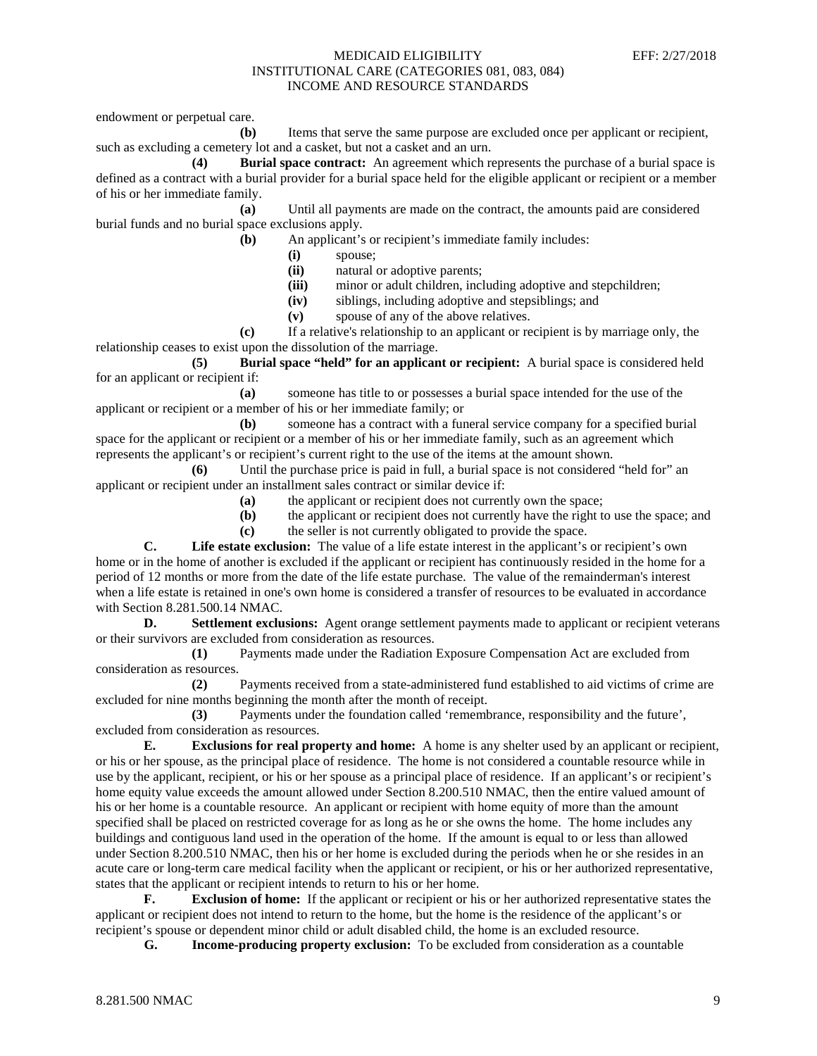endowment or perpetual care.

**(b)** Items that serve the same purpose are excluded once per applicant or recipient, such as excluding a cemetery lot and a casket, but not a casket and an urn.

**(4) Burial space contract:** An agreement which represents the purchase of a burial space is defined as a contract with a burial provider for a burial space held for the eligible applicant or recipient or a member of his or her immediate family.

**(a)** Until all payments are made on the contract, the amounts paid are considered burial funds and no burial space exclusions apply.

**(b)** An applicant's or recipient's immediate family includes:

**(i)** spouse;

**(ii)** natural or adoptive parents;

**(iii)** minor or adult children, including adoptive and stepchildren;

**(iv)** siblings, including adoptive and stepsiblings; and

**(v)** spouse of any of the above relatives.

**(c)** If a relative's relationship to an applicant or recipient is by marriage only, the relationship ceases to exist upon the dissolution of the marriage.

**(5) Burial space "held" for an applicant or recipient:** A burial space is considered held for an applicant or recipient if:

**(a)** someone has title to or possesses a burial space intended for the use of the applicant or recipient or a member of his or her immediate family; or

**(b)** someone has a contract with a funeral service company for a specified burial space for the applicant or recipient or a member of his or her immediate family, such as an agreement which represents the applicant's or recipient's current right to the use of the items at the amount shown.

**(6)** Until the purchase price is paid in full, a burial space is not considered "held for" an applicant or recipient under an installment sales contract or similar device if:

**(a)** the applicant or recipient does not currently own the space;

**(b)** the applicant or recipient does not currently have the right to use the space; and

**(c)** the seller is not currently obligated to provide the space.

**C. Life estate exclusion:** The value of a life estate interest in the applicant's or recipient's own home or in the home of another is excluded if the applicant or recipient has continuously resided in the home for a period of 12 months or more from the date of the life estate purchase. The value of the remainderman's interest when a life estate is retained in one's own home is considered a transfer of resources to be evaluated in accordance with Section 8.281.500.14 NMAC.

**D. Settlement exclusions:** Agent orange settlement payments made to applicant or recipient veterans or their survivors are excluded from consideration as resources.

**(1)** Payments made under the Radiation Exposure Compensation Act are excluded from consideration as resources.

**(2)** Payments received from a state-administered fund established to aid victims of crime are excluded for nine months beginning the month after the month of receipt.

**(3)** Payments under the foundation called 'remembrance, responsibility and the future', excluded from consideration as resources.

**E. Exclusions for real property and home:** A home is any shelter used by an applicant or recipient, or his or her spouse, as the principal place of residence. The home is not considered a countable resource while in use by the applicant, recipient, or his or her spouse as a principal place of residence. If an applicant's or recipient's home equity value exceeds the amount allowed under Section 8.200.510 NMAC, then the entire valued amount of his or her home is a countable resource. An applicant or recipient with home equity of more than the amount specified shall be placed on restricted coverage for as long as he or she owns the home. The home includes any buildings and contiguous land used in the operation of the home. If the amount is equal to or less than allowed under Section 8.200.510 NMAC, then his or her home is excluded during the periods when he or she resides in an acute care or long-term care medical facility when the applicant or recipient, or his or her authorized representative, states that the applicant or recipient intends to return to his or her home.

**F. Exclusion of home:** If the applicant or recipient or his or her authorized representative states the applicant or recipient does not intend to return to the home, but the home is the residence of the applicant's or recipient's spouse or dependent minor child or adult disabled child, the home is an excluded resource.

**G. Income-producing property exclusion:** To be excluded from consideration as a countable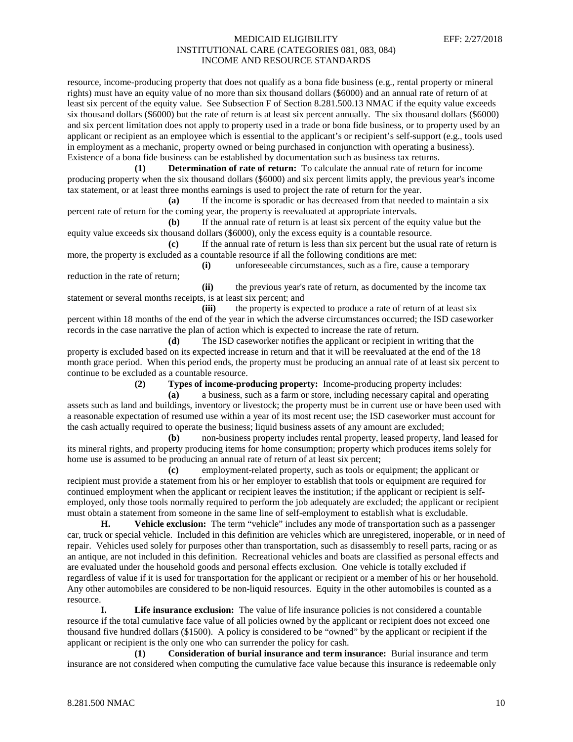resource, income-producing property that does not qualify as a bona fide business (e.g., rental property or mineral rights) must have an equity value of no more than six thousand dollars ($6000) and an annual rate of return of at least six percent of the equity value. See Subsection F of Section 8.281.500.13 NMAC if the equity value exceeds six thousand dollars ($6000) but the rate of return is at least six percent annually. The six thousand dollars ($6000) and six percent limitation does not apply to property used in a trade or bona fide business, or to property used by an applicant or recipient as an employee which is essential to the applicant's or recipient's self-support (e.g., tools used in employment as a mechanic, property owned or being purchased in conjunction with operating a business). Existence of a bona fide business can be established by documentation such as business tax returns.

**(1) Determination of rate of return:** To calculate the annual rate of return for income producing property when the six thousand dollars ($6000) and six percent limits apply, the previous year's income tax statement, or at least three months earnings is used to project the rate of return for the year.

**(a)** If the income is sporadic or has decreased from that needed to maintain a six percent rate of return for the coming year, the property is reevaluated at appropriate intervals.

**(b)** If the annual rate of return is at least six percent of the equity value but the equity value exceeds six thousand dollars ($6000), only the excess equity is a countable resource.

**(c)** If the annual rate of return is less than six percent but the usual rate of return is more, the property is excluded as a countable resource if all the following conditions are met:

**(i)** unforeseeable circumstances, such as a fire, cause a temporary reduction in the rate of return;

**(ii)** the previous year's rate of return, as documented by the income tax statement or several months receipts, is at least six percent; and

**(iii)** the property is expected to produce a rate of return of at least six percent within 18 months of the end of the year in which the adverse circumstances occurred; the ISD caseworker records in the case narrative the plan of action which is expected to increase the rate of return.

**(d)** The ISD caseworker notifies the applicant or recipient in writing that the property is excluded based on its expected increase in return and that it will be reevaluated at the end of the 18 month grace period. When this period ends, the property must be producing an annual rate of at least six percent to continue to be excluded as a countable resource.

**(2) Types of income-producing property:** Income-producing property includes:

**(a)** a business, such as a farm or store, including necessary capital and operating assets such as land and buildings, inventory or livestock; the property must be in current use or have been used with a reasonable expectation of resumed use within a year of its most recent use; the ISD caseworker must account for the cash actually required to operate the business; liquid business assets of any amount are excluded;

**(b)** non-business property includes rental property, leased property, land leased for its mineral rights, and property producing items for home consumption; property which produces items solely for home use is assumed to be producing an annual rate of return of at least six percent;

**(c)** employment-related property, such as tools or equipment; the applicant or recipient must provide a statement from his or her employer to establish that tools or equipment are required for continued employment when the applicant or recipient leaves the institution; if the applicant or recipient is self-employed, only those tools normally required to perform the job adequately are excluded; the applicant or recipient must obtain a statement from someone in the same line of self-employment to establish what is excludable.

**H. Vehicle exclusion:** The term "vehicle" includes any mode of transportation such as a passenger car, truck or special vehicle. Included in this definition are vehicles which are unregistered, inoperable, or in need of repair. Vehicles used solely for purposes other than transportation, such as disassembly to resell parts, racing or as an antique, are not included in this definition. Recreational vehicles and boats are classified as personal effects and are evaluated under the household goods and personal effects exclusion. One vehicle is totally excluded if regardless of value if it is used for transportation for the applicant or recipient or a member of his or her household. Any other automobiles are considered to be non-liquid resources. Equity in the other automobiles is counted as a resource.

**I. Life insurance exclusion:** The value of life insurance policies is not considered a countable resource if the total cumulative face value of all policies owned by the applicant or recipient does not exceed one thousand five hundred dollars ($1500). A policy is considered to be "owned" by the applicant or recipient if the applicant or recipient is the only one who can surrender the policy for cash.

**(1) Consideration of burial insurance and term insurance:** Burial insurance and term insurance are not considered when computing the cumulative face value because this insurance is redeemable only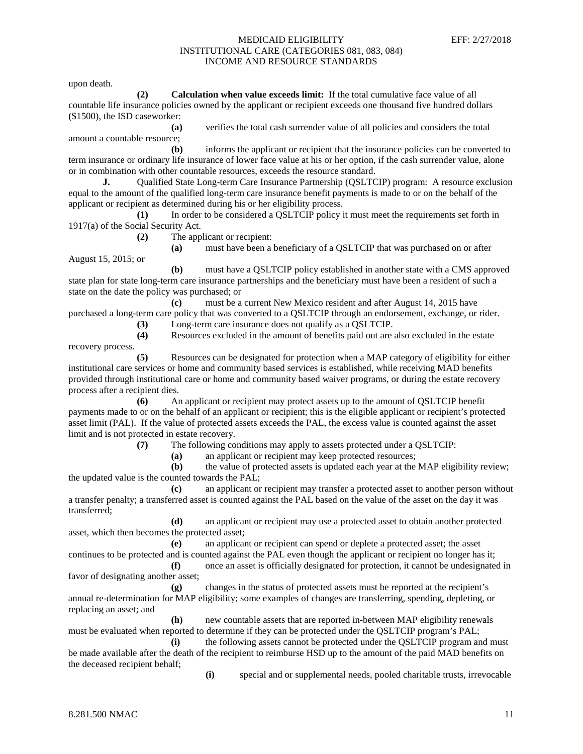upon death.

**(2)** **Calculation when value exceeds limit:** If the total cumulative face value of all countable life insurance policies owned by the applicant or recipient exceeds one thousand five hundred dollars ($1500), the ISD caseworker:

**(a)** verifies the total cash surrender value of all policies and considers the total amount a countable resource;

**(b)** informs the applicant or recipient that the insurance policies can be converted to term insurance or ordinary life insurance of lower face value at his or her option, if the cash surrender value, alone or in combination with other countable resources, exceeds the resource standard.

**J.** Qualified State Long-term Care Insurance Partnership (QSLTCIP) program: A resource exclusion equal to the amount of the qualified long-term care insurance benefit payments is made to or on the behalf of the applicant or recipient as determined during his or her eligibility process.

**(1)** In order to be considered a QSLTCIP policy it must meet the requirements set forth in 1917(a) of the Social Security Act.

**(2)** The applicant or recipient:

**(a)** must have been a beneficiary of a QSLTCIP that was purchased on or after August 15, 2015; or

**(b)** must have a QSLTCIP policy established in another state with a CMS approved state plan for state long-term care insurance partnerships and the beneficiary must have been a resident of such a state on the date the policy was purchased; or

**(c)** must be a current New Mexico resident and after August 14, 2015 have purchased a long-term care policy that was converted to a QSLTCIP through an endorsement, exchange, or rider.

**(3)** Long-term care insurance does not qualify as a QSLTCIP.

**(4)** Resources excluded in the amount of benefits paid out are also excluded in the estate recovery process.

**(5)** Resources can be designated for protection when a MAP category of eligibility for either institutional care services or home and community based services is established, while receiving MAD benefits provided through institutional care or home and community based waiver programs, or during the estate recovery process after a recipient dies.

**(6)** An applicant or recipient may protect assets up to the amount of QSLTCIP benefit payments made to or on the behalf of an applicant or recipient; this is the eligible applicant or recipient's protected asset limit (PAL). If the value of protected assets exceeds the PAL, the excess value is counted against the asset limit and is not protected in estate recovery.

**(7)** The following conditions may apply to assets protected under a QSLTCIP:

**(a)** an applicant or recipient may keep protected resources;

**(b)** the value of protected assets is updated each year at the MAP eligibility review; the updated value is the counted towards the PAL;

**(c)** an applicant or recipient may transfer a protected asset to another person without a transfer penalty; a transferred asset is counted against the PAL based on the value of the asset on the day it was transferred;

**(d)** an applicant or recipient may use a protected asset to obtain another protected asset, which then becomes the protected asset;

**(e)** an applicant or recipient can spend or deplete a protected asset; the asset continues to be protected and is counted against the PAL even though the applicant or recipient no longer has it;

**(f)** once an asset is officially designated for protection, it cannot be undesignated in favor of designating another asset;

**(g)** changes in the status of protected assets must be reported at the recipient's annual re-determination for MAP eligibility; some examples of changes are transferring, spending, depleting, or replacing an asset; and

**(h)** new countable assets that are reported in-between MAP eligibility renewals must be evaluated when reported to determine if they can be protected under the QSLTCIP program's PAL;

**(i)** the following assets cannot be protected under the QSLTCIP program and must be made available after the death of the recipient to reimburse HSD up to the amount of the paid MAD benefits on the deceased recipient behalf;

**(i)** special and or supplemental needs, pooled charitable trusts, irrevocable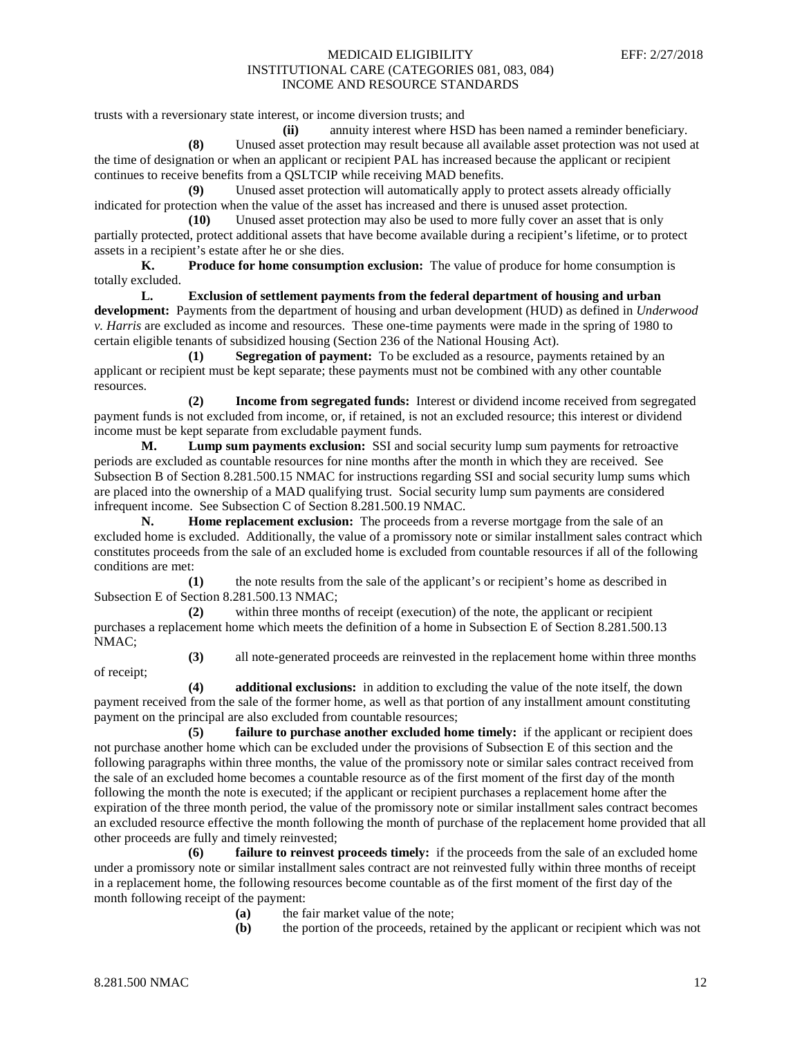trusts with a reversionary state interest, or income diversion trusts; and

**(ii)** annuity interest where HSD has been named a reminder beneficiary.

**(8)** Unused asset protection may result because all available asset protection was not used at the time of designation or when an applicant or recipient PAL has increased because the applicant or recipient continues to receive benefits from a QSLTCIP while receiving MAD benefits.

**(9)** Unused asset protection will automatically apply to protect assets already officially indicated for protection when the value of the asset has increased and there is unused asset protection.

**(10)** Unused asset protection may also be used to more fully cover an asset that is only partially protected, protect additional assets that have become available during a recipient's lifetime, or to protect assets in a recipient's estate after he or she dies.

**K. Produce for home consumption exclusion:** The value of produce for home consumption is totally excluded.

**L. Exclusion of settlement payments from the federal department of housing and urban development:** Payments from the department of housing and urban development (HUD) as defined in *Underwood v. Harris* are excluded as income and resources. These one-time payments were made in the spring of 1980 to certain eligible tenants of subsidized housing (Section 236 of the National Housing Act).

**(1) Segregation of payment:** To be excluded as a resource, payments retained by an applicant or recipient must be kept separate; these payments must not be combined with any other countable resources.

**(2) Income from segregated funds:** Interest or dividend income received from segregated payment funds is not excluded from income, or, if retained, is not an excluded resource; this interest or dividend income must be kept separate from excludable payment funds.

**M. Lump sum payments exclusion:** SSI and social security lump sum payments for retroactive periods are excluded as countable resources for nine months after the month in which they are received. See Subsection B of Section 8.281.500.15 NMAC for instructions regarding SSI and social security lump sums which are placed into the ownership of a MAD qualifying trust. Social security lump sum payments are considered infrequent income. See Subsection C of Section 8.281.500.19 NMAC.

**N. Home replacement exclusion:** The proceeds from a reverse mortgage from the sale of an excluded home is excluded. Additionally, the value of a promissory note or similar installment sales contract which constitutes proceeds from the sale of an excluded home is excluded from countable resources if all of the following conditions are met:

**(1)** the note results from the sale of the applicant's or recipient's home as described in Subsection E of Section 8.281.500.13 NMAC;

**(2)** within three months of receipt (execution) of the note, the applicant or recipient purchases a replacement home which meets the definition of a home in Subsection E of Section 8.281.500.13 NMAC;

**(3)** all note-generated proceeds are reinvested in the replacement home within three months of receipt;

**(4) additional exclusions:** in addition to excluding the value of the note itself, the down payment received from the sale of the former home, as well as that portion of any installment amount constituting payment on the principal are also excluded from countable resources;

**(5) failure to purchase another excluded home timely:** if the applicant or recipient does not purchase another home which can be excluded under the provisions of Subsection E of this section and the following paragraphs within three months, the value of the promissory note or similar sales contract received from the sale of an excluded home becomes a countable resource as of the first moment of the first day of the month following the month the note is executed; if the applicant or recipient purchases a replacement home after the expiration of the three month period, the value of the promissory note or similar installment sales contract becomes an excluded resource effective the month following the month of purchase of the replacement home provided that all other proceeds are fully and timely reinvested;

**(6) failure to reinvest proceeds timely:** if the proceeds from the sale of an excluded home under a promissory note or similar installment sales contract are not reinvested fully within three months of receipt in a replacement home, the following resources become countable as of the first moment of the first day of the month following receipt of the payment:

**(a)** the fair market value of the note;

**(b)** the portion of the proceeds, retained by the applicant or recipient which was not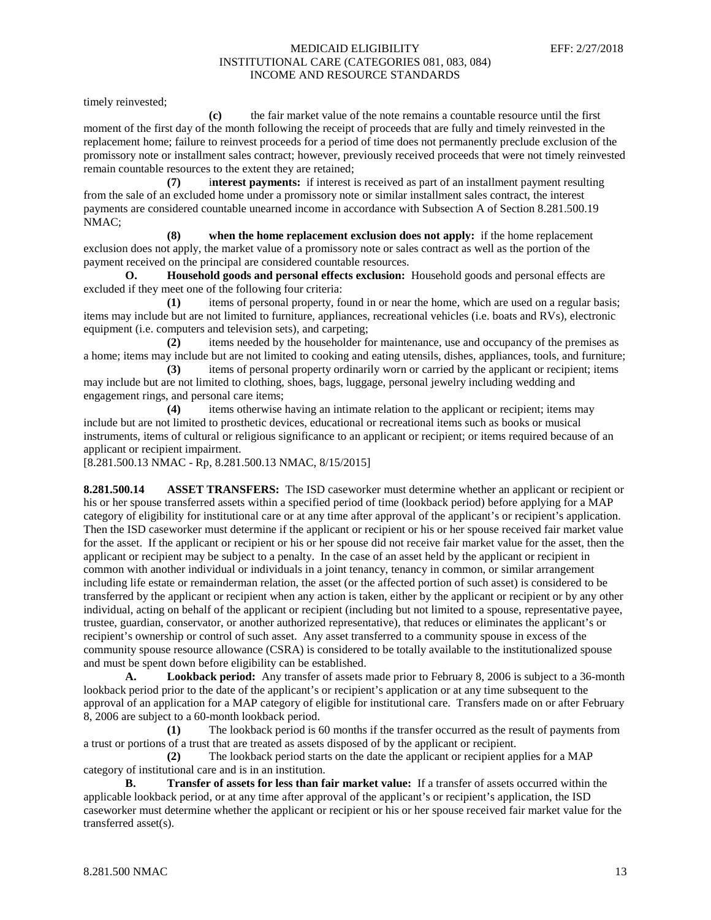timely reinvested;

**(c)** the fair market value of the note remains a countable resource until the first moment of the first day of the month following the receipt of proceeds that are fully and timely reinvested in the replacement home; failure to reinvest proceeds for a period of time does not permanently preclude exclusion of the promissory note or installment sales contract; however, previously received proceeds that were not timely reinvested remain countable resources to the extent they are retained;

**(7)** i**nterest payments:** if interest is received as part of an installment payment resulting from the sale of an excluded home under a promissory note or similar installment sales contract, the interest payments are considered countable unearned income in accordance with Subsection A of Section 8.281.500.19 NMAC;

**(8)** **when the home replacement exclusion does not apply:** if the home replacement exclusion does not apply, the market value of a promissory note or sales contract as well as the portion of the payment received on the principal are considered countable resources.

**O.** **Household goods and personal effects exclusion:** Household goods and personal effects are excluded if they meet one of the following four criteria:

**(1)** items of personal property, found in or near the home, which are used on a regular basis; items may include but are not limited to furniture, appliances, recreational vehicles (i.e. boats and RVs), electronic equipment (i.e. computers and television sets), and carpeting;

**(2)** items needed by the householder for maintenance, use and occupancy of the premises as a home; items may include but are not limited to cooking and eating utensils, dishes, appliances, tools, and furniture;

**(3)** items of personal property ordinarily worn or carried by the applicant or recipient; items may include but are not limited to clothing, shoes, bags, luggage, personal jewelry including wedding and engagement rings, and personal care items;

**(4)** items otherwise having an intimate relation to the applicant or recipient; items may include but are not limited to prosthetic devices, educational or recreational items such as books or musical instruments, items of cultural or religious significance to an applicant or recipient; or items required because of an applicant or recipient impairment.

[8.281.500.13 NMAC - Rp, 8.281.500.13 NMAC, 8/15/2015]

**8.281.500.14** **ASSET TRANSFERS:** The ISD caseworker must determine whether an applicant or recipient or his or her spouse transferred assets within a specified period of time (lookback period) before applying for a MAP category of eligibility for institutional care or at any time after approval of the applicant's or recipient's application. Then the ISD caseworker must determine if the applicant or recipient or his or her spouse received fair market value for the asset. If the applicant or recipient or his or her spouse did not receive fair market value for the asset, then the applicant or recipient may be subject to a penalty. In the case of an asset held by the applicant or recipient in common with another individual or individuals in a joint tenancy, tenancy in common, or similar arrangement including life estate or remainderman relation, the asset (or the affected portion of such asset) is considered to be transferred by the applicant or recipient when any action is taken, either by the applicant or recipient or by any other individual, acting on behalf of the applicant or recipient (including but not limited to a spouse, representative payee, trustee, guardian, conservator, or another authorized representative), that reduces or eliminates the applicant's or recipient's ownership or control of such asset. Any asset transferred to a community spouse in excess of the community spouse resource allowance (CSRA) is considered to be totally available to the institutionalized spouse and must be spent down before eligibility can be established.

**A.** **Lookback period:** Any transfer of assets made prior to February 8, 2006 is subject to a 36-month lookback period prior to the date of the applicant's or recipient's application or at any time subsequent to the approval of an application for a MAP category of eligible for institutional care. Transfers made on or after February 8, 2006 are subject to a 60-month lookback period.

**(1)** The lookback period is 60 months if the transfer occurred as the result of payments from a trust or portions of a trust that are treated as assets disposed of by the applicant or recipient.

**(2)** The lookback period starts on the date the applicant or recipient applies for a MAP category of institutional care and is in an institution.

**B.** **Transfer of assets for less than fair market value:** If a transfer of assets occurred within the applicable lookback period, or at any time after approval of the applicant's or recipient's application, the ISD caseworker must determine whether the applicant or recipient or his or her spouse received fair market value for the transferred asset(s).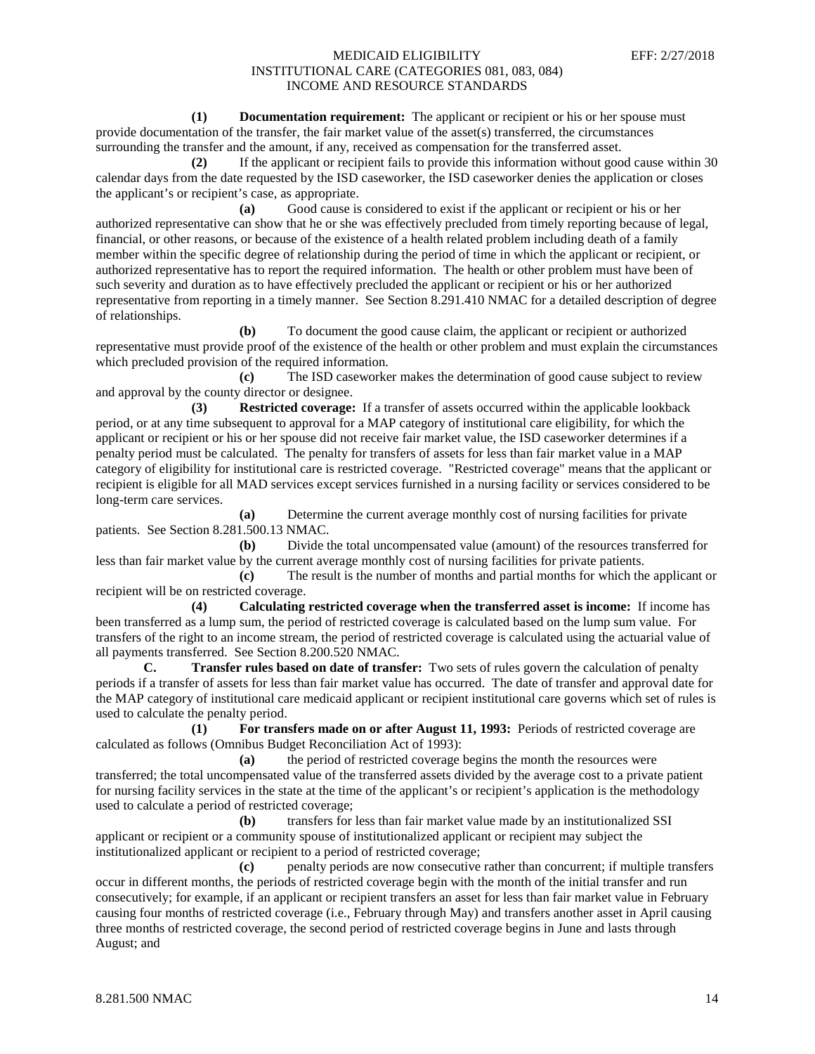**(1) Documentation requirement:** The applicant or recipient or his or her spouse must provide documentation of the transfer, the fair market value of the asset(s) transferred, the circumstances surrounding the transfer and the amount, if any, received as compensation for the transferred asset.

**(2)** If the applicant or recipient fails to provide this information without good cause within 30 calendar days from the date requested by the ISD caseworker, the ISD caseworker denies the application or closes the applicant's or recipient's case, as appropriate.

**(a)** Good cause is considered to exist if the applicant or recipient or his or her authorized representative can show that he or she was effectively precluded from timely reporting because of legal, financial, or other reasons, or because of the existence of a health related problem including death of a family member within the specific degree of relationship during the period of time in which the applicant or recipient, or authorized representative has to report the required information. The health or other problem must have been of such severity and duration as to have effectively precluded the applicant or recipient or his or her authorized representative from reporting in a timely manner. See Section 8.291.410 NMAC for a detailed description of degree of relationships.

**(b)** To document the good cause claim, the applicant or recipient or authorized representative must provide proof of the existence of the health or other problem and must explain the circumstances which precluded provision of the required information.

**(c)** The ISD caseworker makes the determination of good cause subject to review and approval by the county director or designee.

**(3) Restricted coverage:** If a transfer of assets occurred within the applicable lookback period, or at any time subsequent to approval for a MAP category of institutional care eligibility, for which the applicant or recipient or his or her spouse did not receive fair market value, the ISD caseworker determines if a penalty period must be calculated. The penalty for transfers of assets for less than fair market value in a MAP category of eligibility for institutional care is restricted coverage. "Restricted coverage" means that the applicant or recipient is eligible for all MAD services except services furnished in a nursing facility or services considered to be long-term care services.

**(a)** Determine the current average monthly cost of nursing facilities for private patients. See Section 8.281.500.13 NMAC.

**(b)** Divide the total uncompensated value (amount) of the resources transferred for less than fair market value by the current average monthly cost of nursing facilities for private patients.

**(c)** The result is the number of months and partial months for which the applicant or recipient will be on restricted coverage.

**(4) Calculating restricted coverage when the transferred asset is income:** If income has been transferred as a lump sum, the period of restricted coverage is calculated based on the lump sum value. For transfers of the right to an income stream, the period of restricted coverage is calculated using the actuarial value of all payments transferred. See Section 8.200.520 NMAC.

**C. Transfer rules based on date of transfer:** Two sets of rules govern the calculation of penalty periods if a transfer of assets for less than fair market value has occurred. The date of transfer and approval date for the MAP category of institutional care medicaid applicant or recipient institutional care governs which set of rules is used to calculate the penalty period.

**(1) For transfers made on or after August 11, 1993:** Periods of restricted coverage are calculated as follows (Omnibus Budget Reconciliation Act of 1993):

**(a)** the period of restricted coverage begins the month the resources were transferred; the total uncompensated value of the transferred assets divided by the average cost to a private patient for nursing facility services in the state at the time of the applicant's or recipient's application is the methodology used to calculate a period of restricted coverage;

**(b)** transfers for less than fair market value made by an institutionalized SSI applicant or recipient or a community spouse of institutionalized applicant or recipient may subject the institutionalized applicant or recipient to a period of restricted coverage;

**(c)** penalty periods are now consecutive rather than concurrent; if multiple transfers occur in different months, the periods of restricted coverage begin with the month of the initial transfer and run consecutively; for example, if an applicant or recipient transfers an asset for less than fair market value in February causing four months of restricted coverage (i.e., February through May) and transfers another asset in April causing three months of restricted coverage, the second period of restricted coverage begins in June and lasts through August; and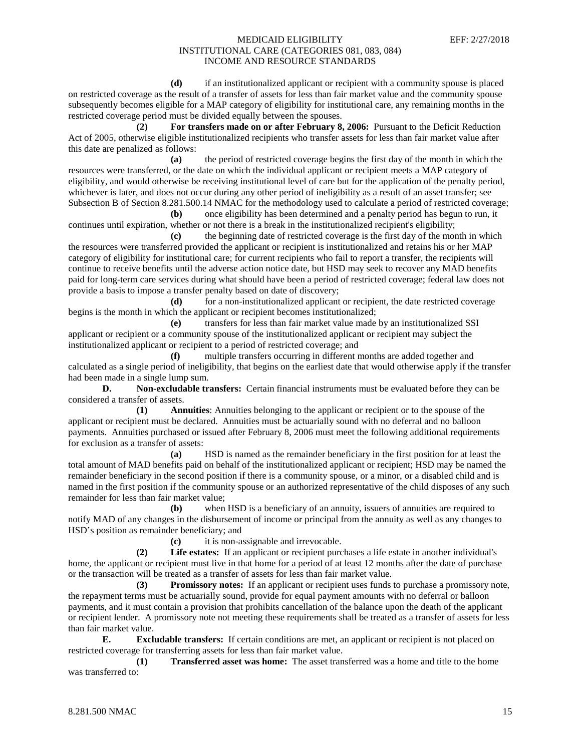**(d)** if an institutionalized applicant or recipient with a community spouse is placed on restricted coverage as the result of a transfer of assets for less than fair market value and the community spouse subsequently becomes eligible for a MAP category of eligibility for institutional care, any remaining months in the restricted coverage period must be divided equally between the spouses.

**(2) For transfers made on or after February 8, 2006:** Pursuant to the Deficit Reduction Act of 2005, otherwise eligible institutionalized recipients who transfer assets for less than fair market value after this date are penalized as follows:

**(a)** the period of restricted coverage begins the first day of the month in which the resources were transferred, or the date on which the individual applicant or recipient meets a MAP category of eligibility, and would otherwise be receiving institutional level of care but for the application of the penalty period, whichever is later, and does not occur during any other period of ineligibility as a result of an asset transfer; see Subsection B of Section 8.281.500.14 NMAC for the methodology used to calculate a period of restricted coverage;

**(b)** once eligibility has been determined and a penalty period has begun to run, it continues until expiration, whether or not there is a break in the institutionalized recipient's eligibility;

**(c)** the beginning date of restricted coverage is the first day of the month in which the resources were transferred provided the applicant or recipient is institutionalized and retains his or her MAP category of eligibility for institutional care; for current recipients who fail to report a transfer, the recipients will continue to receive benefits until the adverse action notice date, but HSD may seek to recover any MAD benefits paid for long-term care services during what should have been a period of restricted coverage; federal law does not provide a basis to impose a transfer penalty based on date of discovery;

**(d)** for a non-institutionalized applicant or recipient, the date restricted coverage begins is the month in which the applicant or recipient becomes institutionalized;

**(e)** transfers for less than fair market value made by an institutionalized SSI applicant or recipient or a community spouse of the institutionalized applicant or recipient may subject the institutionalized applicant or recipient to a period of restricted coverage; and

**(f)** multiple transfers occurring in different months are added together and calculated as a single period of ineligibility, that begins on the earliest date that would otherwise apply if the transfer had been made in a single lump sum.

**D. Non-excludable transfers:** Certain financial instruments must be evaluated before they can be considered a transfer of assets.

**(1) Annuities**: Annuities belonging to the applicant or recipient or to the spouse of the applicant or recipient must be declared. Annuities must be actuarially sound with no deferral and no balloon payments. Annuities purchased or issued after February 8, 2006 must meet the following additional requirements for exclusion as a transfer of assets:

**(a)** HSD is named as the remainder beneficiary in the first position for at least the total amount of MAD benefits paid on behalf of the institutionalized applicant or recipient; HSD may be named the remainder beneficiary in the second position if there is a community spouse, or a minor, or a disabled child and is named in the first position if the community spouse or an authorized representative of the child disposes of any such remainder for less than fair market value;

**(b)** when HSD is a beneficiary of an annuity, issuers of annuities are required to notify MAD of any changes in the disbursement of income or principal from the annuity as well as any changes to HSD's position as remainder beneficiary; and

**(c)** it is non-assignable and irrevocable.

**(2) Life estates:** If an applicant or recipient purchases a life estate in another individual's home, the applicant or recipient must live in that home for a period of at least 12 months after the date of purchase or the transaction will be treated as a transfer of assets for less than fair market value.

**(3) Promissory notes:** If an applicant or recipient uses funds to purchase a promissory note, the repayment terms must be actuarially sound, provide for equal payment amounts with no deferral or balloon payments, and it must contain a provision that prohibits cancellation of the balance upon the death of the applicant or recipient lender. A promissory note not meeting these requirements shall be treated as a transfer of assets for less than fair market value.

**E. Excludable transfers:** If certain conditions are met, an applicant or recipient is not placed on restricted coverage for transferring assets for less than fair market value.

**(1) Transferred asset was home:** The asset transferred was a home and title to the home was transferred to: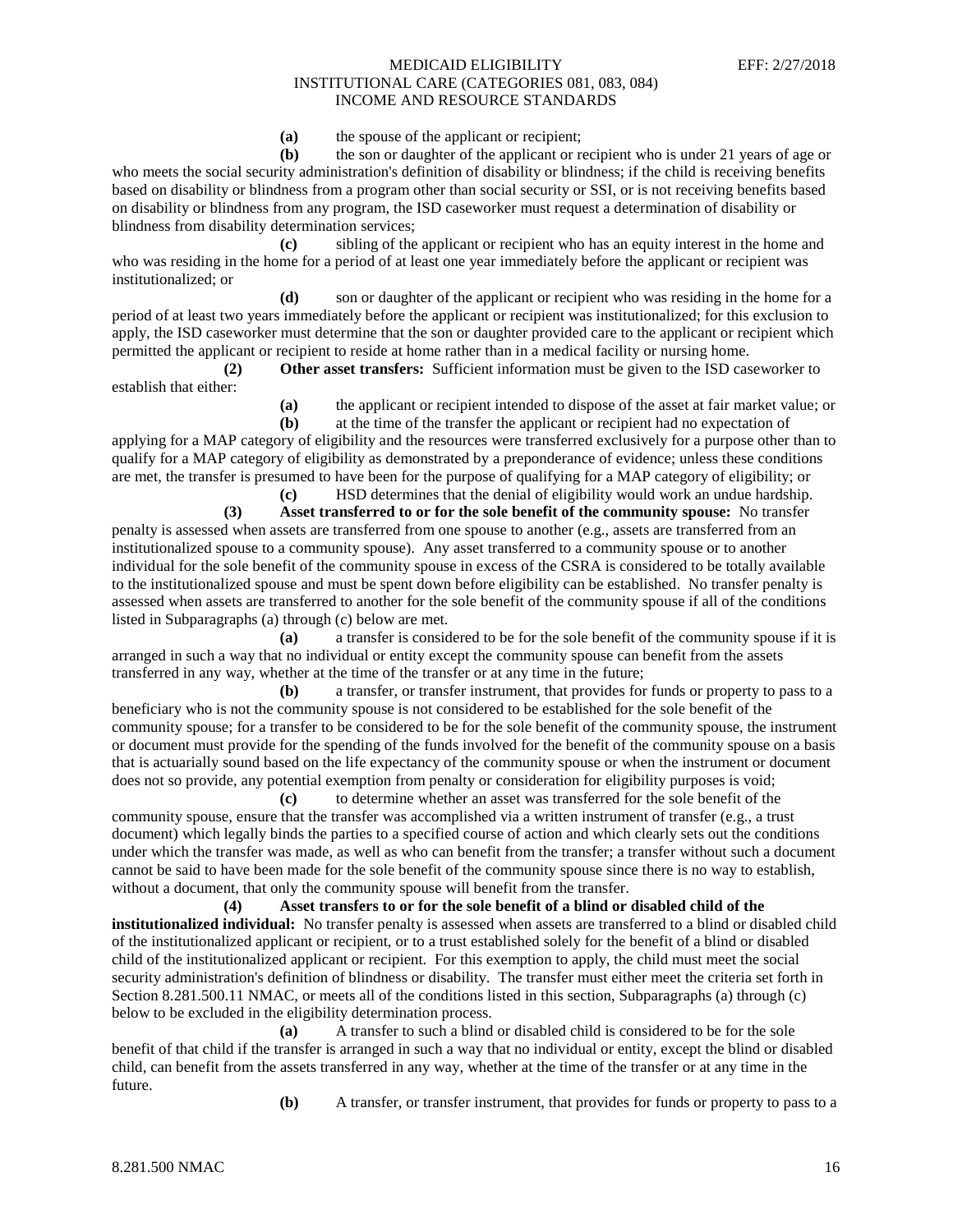**(a)** the spouse of the applicant or recipient;

**(b)** the son or daughter of the applicant or recipient who is under 21 years of age or who meets the social security administration's definition of disability or blindness; if the child is receiving benefits based on disability or blindness from a program other than social security or SSI, or is not receiving benefits based on disability or blindness from any program, the ISD caseworker must request a determination of disability or blindness from disability determination services;

**(c)** sibling of the applicant or recipient who has an equity interest in the home and who was residing in the home for a period of at least one year immediately before the applicant or recipient was institutionalized; or

**(d)** son or daughter of the applicant or recipient who was residing in the home for a period of at least two years immediately before the applicant or recipient was institutionalized; for this exclusion to apply, the ISD caseworker must determine that the son or daughter provided care to the applicant or recipient which permitted the applicant or recipient to reside at home rather than in a medical facility or nursing home.

**(2) Other asset transfers:** Sufficient information must be given to the ISD caseworker to establish that either:

**(a)** the applicant or recipient intended to dispose of the asset at fair market value; or

**(b)** at the time of the transfer the applicant or recipient had no expectation of applying for a MAP category of eligibility and the resources were transferred exclusively for a purpose other than to qualify for a MAP category of eligibility as demonstrated by a preponderance of evidence; unless these conditions are met, the transfer is presumed to have been for the purpose of qualifying for a MAP category of eligibility; or

**(c)** HSD determines that the denial of eligibility would work an undue hardship.

**(3) Asset transferred to or for the sole benefit of the community spouse:** No transfer penalty is assessed when assets are transferred from one spouse to another (e.g., assets are transferred from an institutionalized spouse to a community spouse). Any asset transferred to a community spouse or to another individual for the sole benefit of the community spouse in excess of the CSRA is considered to be totally available to the institutionalized spouse and must be spent down before eligibility can be established. No transfer penalty is assessed when assets are transferred to another for the sole benefit of the community spouse if all of the conditions listed in Subparagraphs (a) through (c) below are met.

**(a)** a transfer is considered to be for the sole benefit of the community spouse if it is arranged in such a way that no individual or entity except the community spouse can benefit from the assets transferred in any way, whether at the time of the transfer or at any time in the future;

**(b)** a transfer, or transfer instrument, that provides for funds or property to pass to a beneficiary who is not the community spouse is not considered to be established for the sole benefit of the community spouse; for a transfer to be considered to be for the sole benefit of the community spouse, the instrument or document must provide for the spending of the funds involved for the benefit of the community spouse on a basis that is actuarially sound based on the life expectancy of the community spouse or when the instrument or document does not so provide, any potential exemption from penalty or consideration for eligibility purposes is void;

**(c)** to determine whether an asset was transferred for the sole benefit of the community spouse, ensure that the transfer was accomplished via a written instrument of transfer (e.g., a trust document) which legally binds the parties to a specified course of action and which clearly sets out the conditions under which the transfer was made, as well as who can benefit from the transfer; a transfer without such a document cannot be said to have been made for the sole benefit of the community spouse since there is no way to establish, without a document, that only the community spouse will benefit from the transfer.

**(4) Asset transfers to or for the sole benefit of a blind or disabled child of the institutionalized individual:** No transfer penalty is assessed when assets are transferred to a blind or disabled child of the institutionalized applicant or recipient, or to a trust established solely for the benefit of a blind or disabled child of the institutionalized applicant or recipient. For this exemption to apply, the child must meet the social security administration's definition of blindness or disability. The transfer must either meet the criteria set forth in Section 8.281.500.11 NMAC, or meets all of the conditions listed in this section, Subparagraphs (a) through (c) below to be excluded in the eligibility determination process.

**(a)** A transfer to such a blind or disabled child is considered to be for the sole benefit of that child if the transfer is arranged in such a way that no individual or entity, except the blind or disabled child, can benefit from the assets transferred in any way, whether at the time of the transfer or at any time in the future.

**(b)** A transfer, or transfer instrument, that provides for funds or property to pass to a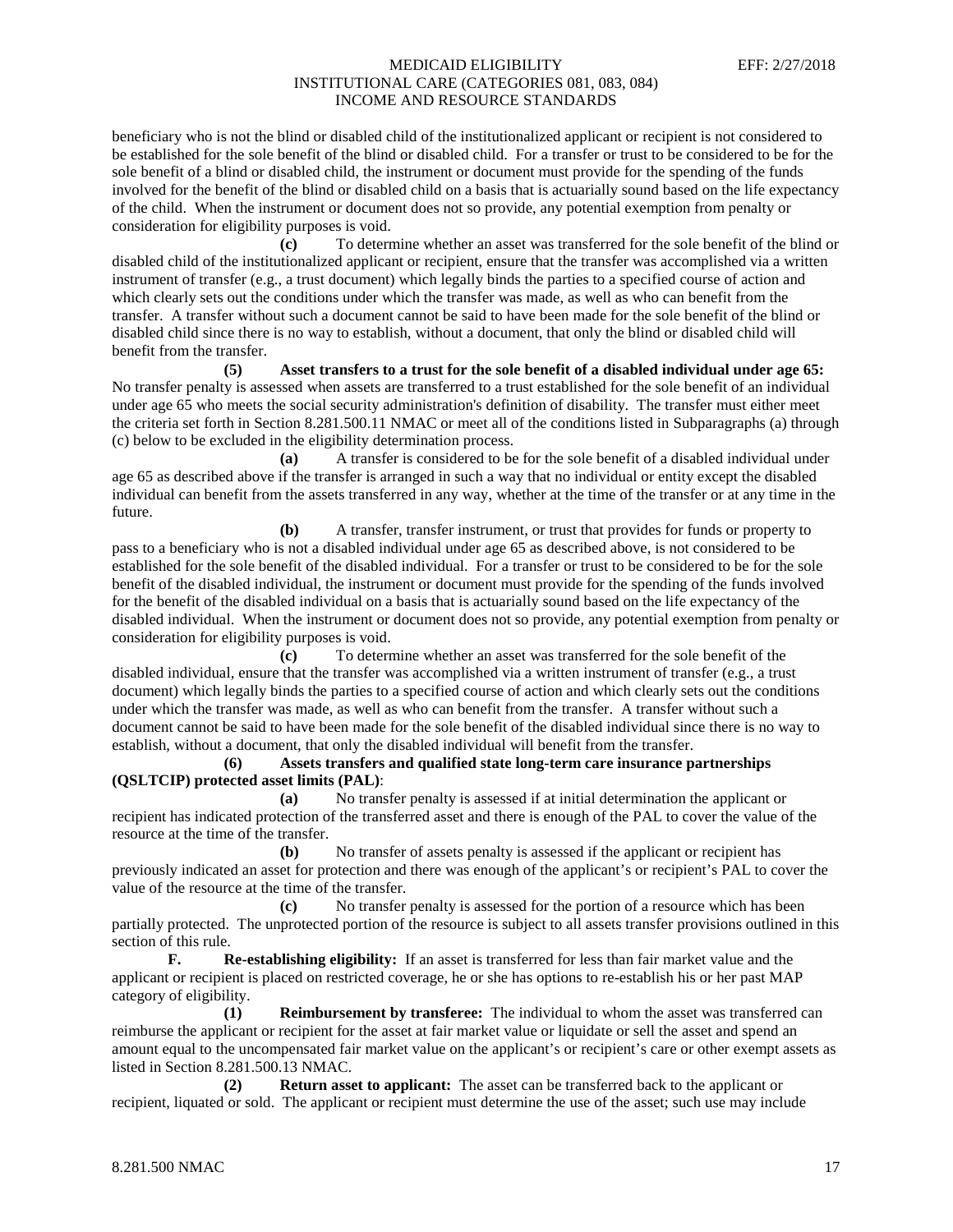beneficiary who is not the blind or disabled child of the institutionalized applicant or recipient is not considered to be established for the sole benefit of the blind or disabled child. For a transfer or trust to be considered to be for the sole benefit of a blind or disabled child, the instrument or document must provide for the spending of the funds involved for the benefit of the blind or disabled child on a basis that is actuarially sound based on the life expectancy of the child. When the instrument or document does not so provide, any potential exemption from penalty or consideration for eligibility purposes is void.

**(c)** To determine whether an asset was transferred for the sole benefit of the blind or disabled child of the institutionalized applicant or recipient, ensure that the transfer was accomplished via a written instrument of transfer (e.g., a trust document) which legally binds the parties to a specified course of action and which clearly sets out the conditions under which the transfer was made, as well as who can benefit from the transfer. A transfer without such a document cannot be said to have been made for the sole benefit of the blind or disabled child since there is no way to establish, without a document, that only the blind or disabled child will benefit from the transfer.

**(5) Asset transfers to a trust for the sole benefit of a disabled individual under age 65:** No transfer penalty is assessed when assets are transferred to a trust established for the sole benefit of an individual under age 65 who meets the social security administration's definition of disability. The transfer must either meet the criteria set forth in Section 8.281.500.11 NMAC or meet all of the conditions listed in Subparagraphs (a) through (c) below to be excluded in the eligibility determination process.

**(a)** A transfer is considered to be for the sole benefit of a disabled individual under age 65 as described above if the transfer is arranged in such a way that no individual or entity except the disabled individual can benefit from the assets transferred in any way, whether at the time of the transfer or at any time in the future.

**(b)** A transfer, transfer instrument, or trust that provides for funds or property to pass to a beneficiary who is not a disabled individual under age 65 as described above, is not considered to be established for the sole benefit of the disabled individual. For a transfer or trust to be considered to be for the sole benefit of the disabled individual, the instrument or document must provide for the spending of the funds involved for the benefit of the disabled individual on a basis that is actuarially sound based on the life expectancy of the disabled individual. When the instrument or document does not so provide, any potential exemption from penalty or consideration for eligibility purposes is void.

**(c)** To determine whether an asset was transferred for the sole benefit of the disabled individual, ensure that the transfer was accomplished via a written instrument of transfer (e.g., a trust document) which legally binds the parties to a specified course of action and which clearly sets out the conditions under which the transfer was made, as well as who can benefit from the transfer. A transfer without such a document cannot be said to have been made for the sole benefit of the disabled individual since there is no way to establish, without a document, that only the disabled individual will benefit from the transfer.

**(6) Assets transfers and qualified state long-term care insurance partnerships (QSLTCIP) protected asset limits (PAL)**:

**(a)** No transfer penalty is assessed if at initial determination the applicant or recipient has indicated protection of the transferred asset and there is enough of the PAL to cover the value of the resource at the time of the transfer.

**(b)** No transfer of assets penalty is assessed if the applicant or recipient has previously indicated an asset for protection and there was enough of the applicant's or recipient's PAL to cover the value of the resource at the time of the transfer.

**(c)** No transfer penalty is assessed for the portion of a resource which has been partially protected. The unprotected portion of the resource is subject to all assets transfer provisions outlined in this section of this rule.

**F. Re-establishing eligibility:** If an asset is transferred for less than fair market value and the applicant or recipient is placed on restricted coverage, he or she has options to re-establish his or her past MAP category of eligibility.

**(1) Reimbursement by transferee:** The individual to whom the asset was transferred can reimburse the applicant or recipient for the asset at fair market value or liquidate or sell the asset and spend an amount equal to the uncompensated fair market value on the applicant's or recipient's care or other exempt assets as listed in Section 8.281.500.13 NMAC.

**(2) Return asset to applicant:** The asset can be transferred back to the applicant or recipient, liquated or sold. The applicant or recipient must determine the use of the asset; such use may include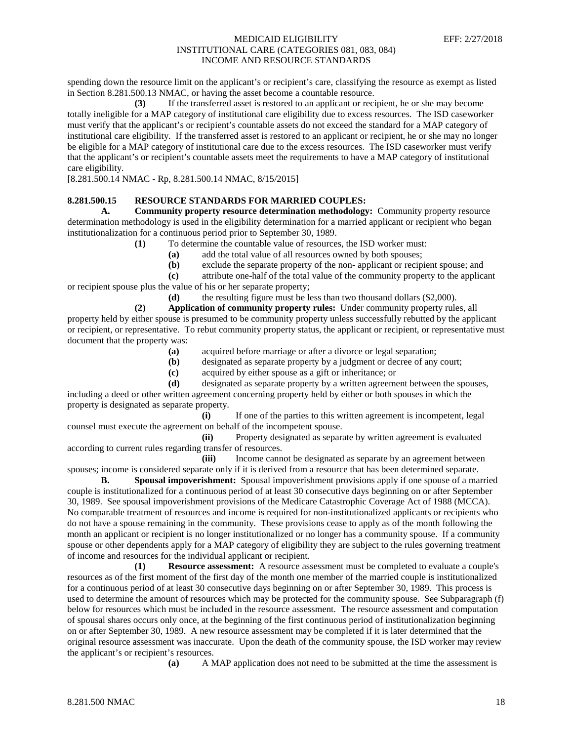spending down the resource limit on the applicant's or recipient's care, classifying the resource as exempt as listed in Section 8.281.500.13 NMAC, or having the asset become a countable resource.

**(3)** If the transferred asset is restored to an applicant or recipient, he or she may become totally ineligible for a MAP category of institutional care eligibility due to excess resources. The ISD caseworker must verify that the applicant's or recipient's countable assets do not exceed the standard for a MAP category of institutional care eligibility. If the transferred asset is restored to an applicant or recipient, he or she may no longer be eligible for a MAP category of institutional care due to the excess resources. The ISD caseworker must verify that the applicant's or recipient's countable assets meet the requirements to have a MAP category of institutional care eligibility.

[8.281.500.14 NMAC - Rp, 8.281.500.14 NMAC, 8/15/2015]

**8.281.500.15 RESOURCE STANDARDS FOR MARRIED COUPLES:**

**A. Community property resource determination methodology:** Community property resource determination methodology is used in the eligibility determination for a married applicant or recipient who began institutionalization for a continuous period prior to September 30, 1989.

**(1)** To determine the countable value of resources, the ISD worker must:

**(a)** add the total value of all resources owned by both spouses;

**(b)** exclude the separate property of the non- applicant or recipient spouse; and

**(c)** attribute one-half of the total value of the community property to the applicant or recipient spouse plus the value of his or her separate property;

**(d)** the resulting figure must be less than two thousand dollars ($2,000).

**(2) Application of community property rules:** Under community property rules, all property held by either spouse is presumed to be community property unless successfully rebutted by the applicant or recipient, or representative. To rebut community property status, the applicant or recipient, or representative must document that the property was:

**(a)** acquired before marriage or after a divorce or legal separation;

**(b)** designated as separate property by a judgment or decree of any court;

**(c)** acquired by either spouse as a gift or inheritance; or

**(d)** designated as separate property by a written agreement between the spouses, including a deed or other written agreement concerning property held by either or both spouses in which the property is designated as separate property.

**(i)** If one of the parties to this written agreement is incompetent, legal counsel must execute the agreement on behalf of the incompetent spouse.

**(ii)** Property designated as separate by written agreement is evaluated according to current rules regarding transfer of resources.

**(iii)** Income cannot be designated as separate by an agreement between spouses; income is considered separate only if it is derived from a resource that has been determined separate.

**B. Spousal impoverishment:** Spousal impoverishment provisions apply if one spouse of a married couple is institutionalized for a continuous period of at least 30 consecutive days beginning on or after September 30, 1989. See spousal impoverishment provisions of the Medicare Catastrophic Coverage Act of 1988 (MCCA). No comparable treatment of resources and income is required for non-institutionalized applicants or recipients who do not have a spouse remaining in the community. These provisions cease to apply as of the month following the month an applicant or recipient is no longer institutionalized or no longer has a community spouse. If a community spouse or other dependents apply for a MAP category of eligibility they are subject to the rules governing treatment of income and resources for the individual applicant or recipient.

**(1) Resource assessment:** A resource assessment must be completed to evaluate a couple's resources as of the first moment of the first day of the month one member of the married couple is institutionalized for a continuous period of at least 30 consecutive days beginning on or after September 30, 1989. This process is used to determine the amount of resources which may be protected for the community spouse. See Subparagraph (f) below for resources which must be included in the resource assessment. The resource assessment and computation of spousal shares occurs only once, at the beginning of the first continuous period of institutionalization beginning on or after September 30, 1989. A new resource assessment may be completed if it is later determined that the original resource assessment was inaccurate. Upon the death of the community spouse, the ISD worker may review the applicant's or recipient's resources.

**(a)** A MAP application does not need to be submitted at the time the assessment is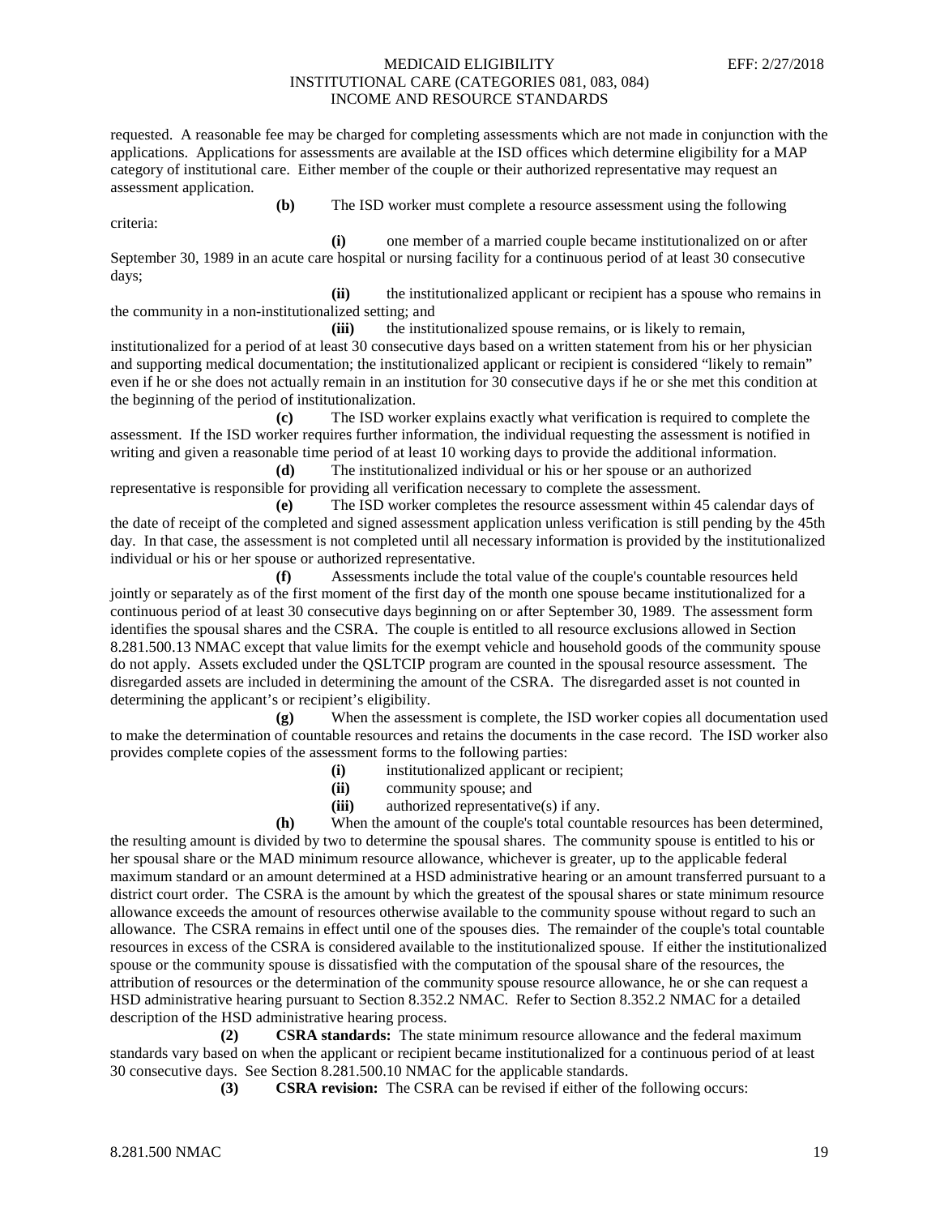requested. A reasonable fee may be charged for completing assessments which are not made in conjunction with the applications. Applications for assessments are available at the ISD offices which determine eligibility for a MAP category of institutional care. Either member of the couple or their authorized representative may request an assessment application.

**(b)** The ISD worker must complete a resource assessment using the following criteria:

**(i)** one member of a married couple became institutionalized on or after September 30, 1989 in an acute care hospital or nursing facility for a continuous period of at least 30 consecutive days;

**(ii)** the institutionalized applicant or recipient has a spouse who remains in the community in a non-institutionalized setting; and

**(iii)** the institutionalized spouse remains, or is likely to remain, institutionalized for a period of at least 30 consecutive days based on a written statement from his or her physician and supporting medical documentation; the institutionalized applicant or recipient is considered "likely to remain" even if he or she does not actually remain in an institution for 30 consecutive days if he or she met this condition at the beginning of the period of institutionalization.

**(c)** The ISD worker explains exactly what verification is required to complete the assessment. If the ISD worker requires further information, the individual requesting the assessment is notified in writing and given a reasonable time period of at least 10 working days to provide the additional information.

**(d)** The institutionalized individual or his or her spouse or an authorized representative is responsible for providing all verification necessary to complete the assessment.

**(e)** The ISD worker completes the resource assessment within 45 calendar days of the date of receipt of the completed and signed assessment application unless verification is still pending by the 45th day. In that case, the assessment is not completed until all necessary information is provided by the institutionalized individual or his or her spouse or authorized representative.

**(f)** Assessments include the total value of the couple's countable resources held jointly or separately as of the first moment of the first day of the month one spouse became institutionalized for a continuous period of at least 30 consecutive days beginning on or after September 30, 1989. The assessment form identifies the spousal shares and the CSRA. The couple is entitled to all resource exclusions allowed in Section 8.281.500.13 NMAC except that value limits for the exempt vehicle and household goods of the community spouse do not apply. Assets excluded under the QSLTCIP program are counted in the spousal resource assessment. The disregarded assets are included in determining the amount of the CSRA. The disregarded asset is not counted in determining the applicant's or recipient's eligibility.

**(g)** When the assessment is complete, the ISD worker copies all documentation used to make the determination of countable resources and retains the documents in the case record. The ISD worker also provides complete copies of the assessment forms to the following parties:

**(i)** institutionalized applicant or recipient;

**(ii)** community spouse; and

**(iii)** authorized representative(s) if any.

**(h)** When the amount of the couple's total countable resources has been determined, the resulting amount is divided by two to determine the spousal shares. The community spouse is entitled to his or her spousal share or the MAD minimum resource allowance, whichever is greater, up to the applicable federal maximum standard or an amount determined at a HSD administrative hearing or an amount transferred pursuant to a district court order. The CSRA is the amount by which the greatest of the spousal shares or state minimum resource allowance exceeds the amount of resources otherwise available to the community spouse without regard to such an allowance. The CSRA remains in effect until one of the spouses dies. The remainder of the couple's total countable resources in excess of the CSRA is considered available to the institutionalized spouse. If either the institutionalized spouse or the community spouse is dissatisfied with the computation of the spousal share of the resources, the attribution of resources or the determination of the community spouse resource allowance, he or she can request a HSD administrative hearing pursuant to Section 8.352.2 NMAC. Refer to Section 8.352.2 NMAC for a detailed description of the HSD administrative hearing process.

**(2) CSRA standards:** The state minimum resource allowance and the federal maximum standards vary based on when the applicant or recipient became institutionalized for a continuous period of at least 30 consecutive days. See Section 8.281.500.10 NMAC for the applicable standards.

**(3) CSRA revision:** The CSRA can be revised if either of the following occurs: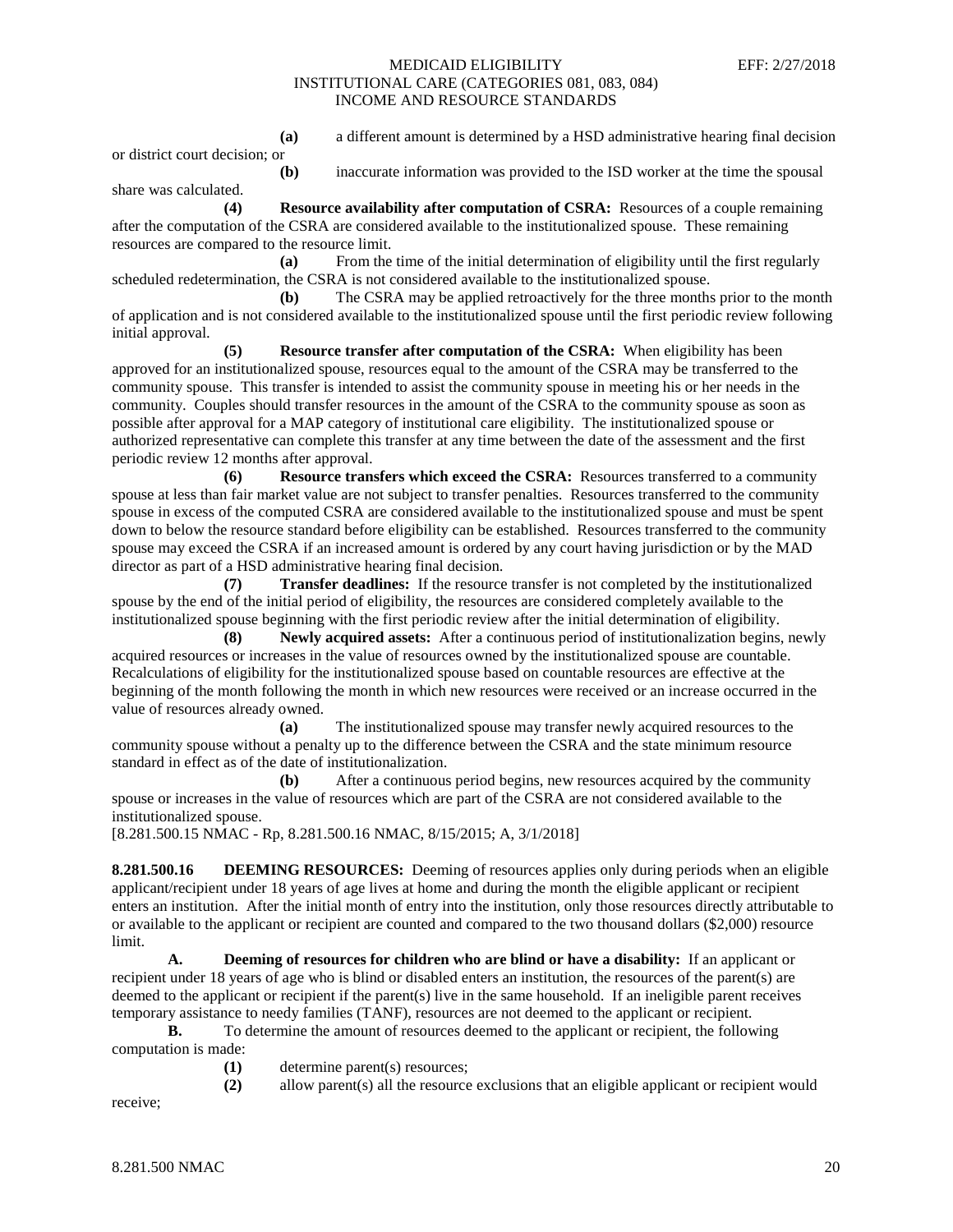(a) a different amount is determined by a HSD administrative hearing final decision or district court decision; or

(b) inaccurate information was provided to the ISD worker at the time the spousal share was calculated.

**(4) Resource availability after computation of CSRA:** Resources of a couple remaining after the computation of the CSRA are considered available to the institutionalized spouse. These remaining resources are compared to the resource limit.

(a) From the time of the initial determination of eligibility until the first regularly scheduled redetermination, the CSRA is not considered available to the institutionalized spouse.

(b) The CSRA may be applied retroactively for the three months prior to the month of application and is not considered available to the institutionalized spouse until the first periodic review following initial approval.

**(5) Resource transfer after computation of the CSRA:** When eligibility has been approved for an institutionalized spouse, resources equal to the amount of the CSRA may be transferred to the community spouse. This transfer is intended to assist the community spouse in meeting his or her needs in the community. Couples should transfer resources in the amount of the CSRA to the community spouse as soon as possible after approval for a MAP category of institutional care eligibility. The institutionalized spouse or authorized representative can complete this transfer at any time between the date of the assessment and the first periodic review 12 months after approval.

**(6) Resource transfers which exceed the CSRA:** Resources transferred to a community spouse at less than fair market value are not subject to transfer penalties. Resources transferred to the community spouse in excess of the computed CSRA are considered available to the institutionalized spouse and must be spent down to below the resource standard before eligibility can be established. Resources transferred to the community spouse may exceed the CSRA if an increased amount is ordered by any court having jurisdiction or by the MAD director as part of a HSD administrative hearing final decision.

**(7) Transfer deadlines:** If the resource transfer is not completed by the institutionalized spouse by the end of the initial period of eligibility, the resources are considered completely available to the institutionalized spouse beginning with the first periodic review after the initial determination of eligibility.

**(8) Newly acquired assets:** After a continuous period of institutionalization begins, newly acquired resources or increases in the value of resources owned by the institutionalized spouse are countable. Recalculations of eligibility for the institutionalized spouse based on countable resources are effective at the beginning of the month following the month in which new resources were received or an increase occurred in the value of resources already owned.

(a) The institutionalized spouse may transfer newly acquired resources to the community spouse without a penalty up to the difference between the CSRA and the state minimum resource standard in effect as of the date of institutionalization.

(b) After a continuous period begins, new resources acquired by the community spouse or increases in the value of resources which are part of the CSRA are not considered available to the institutionalized spouse.

[8.281.500.15 NMAC - Rp, 8.281.500.16 NMAC, 8/15/2015; A, 3/1/2018]

**8.281.500.16 DEEMING RESOURCES:** Deeming of resources applies only during periods when an eligible applicant/recipient under 18 years of age lives at home and during the month the eligible applicant or recipient enters an institution. After the initial month of entry into the institution, only those resources directly attributable to or available to the applicant or recipient are counted and compared to the two thousand dollars ($2,000) resource limit.

**A. Deeming of resources for children who are blind or have a disability:** If an applicant or recipient under 18 years of age who is blind or disabled enters an institution, the resources of the parent(s) are deemed to the applicant or recipient if the parent(s) live in the same household. If an ineligible parent receives temporary assistance to needy families (TANF), resources are not deemed to the applicant or recipient.

**B.** To determine the amount of resources deemed to the applicant or recipient, the following computation is made:

(1) determine parent(s) resources;

(2) allow parent(s) all the resource exclusions that an eligible applicant or recipient would receive;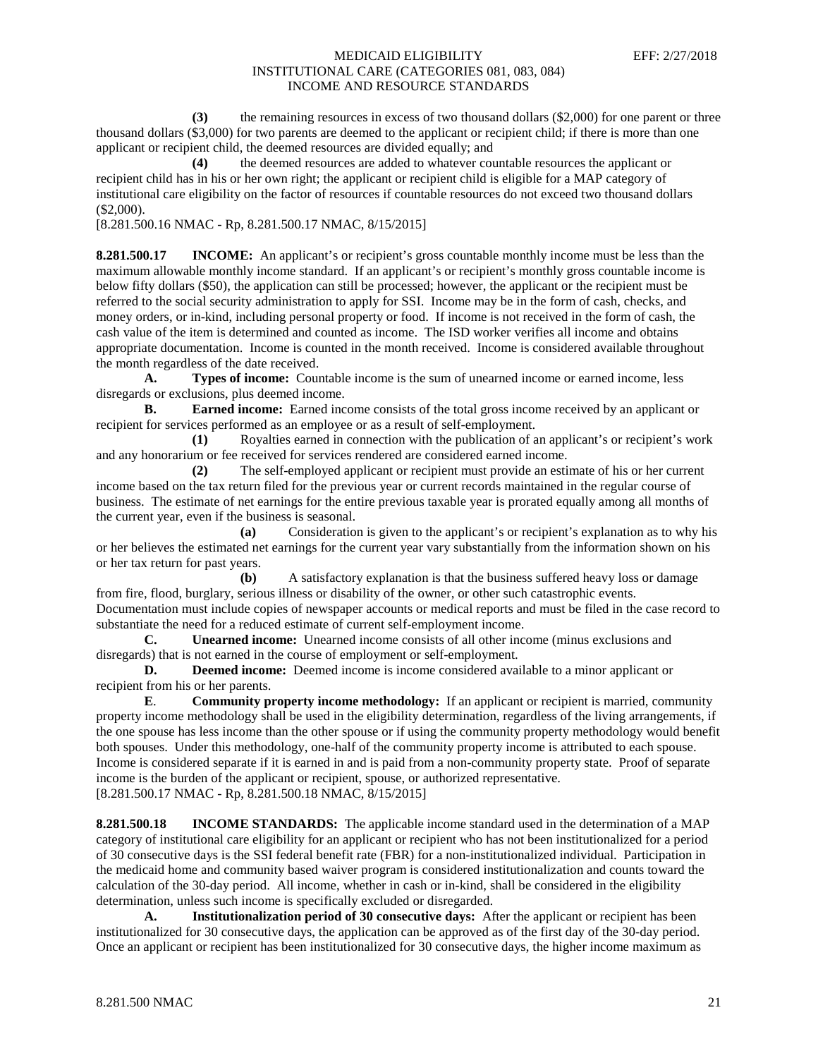**(3)** the remaining resources in excess of two thousand dollars ($2,000) for one parent or three thousand dollars ($3,000) for two parents are deemed to the applicant or recipient child; if there is more than one applicant or recipient child, the deemed resources are divided equally; and

**(4)** the deemed resources are added to whatever countable resources the applicant or recipient child has in his or her own right; the applicant or recipient child is eligible for a MAP category of institutional care eligibility on the factor of resources if countable resources do not exceed two thousand dollars ($2,000).

[8.281.500.16 NMAC - Rp, 8.281.500.17 NMAC, 8/15/2015]

**8.281.500.17 INCOME:** An applicant's or recipient's gross countable monthly income must be less than the maximum allowable monthly income standard. If an applicant's or recipient's monthly gross countable income is below fifty dollars ($50), the application can still be processed; however, the applicant or the recipient must be referred to the social security administration to apply for SSI. Income may be in the form of cash, checks, and money orders, or in-kind, including personal property or food. If income is not received in the form of cash, the cash value of the item is determined and counted as income. The ISD worker verifies all income and obtains appropriate documentation. Income is counted in the month received. Income is considered available throughout the month regardless of the date received.

**A. Types of income:** Countable income is the sum of unearned income or earned income, less disregards or exclusions, plus deemed income.

**B. Earned income:** Earned income consists of the total gross income received by an applicant or recipient for services performed as an employee or as a result of self-employment.

**(1)** Royalties earned in connection with the publication of an applicant's or recipient's work and any honorarium or fee received for services rendered are considered earned income.

**(2)** The self-employed applicant or recipient must provide an estimate of his or her current income based on the tax return filed for the previous year or current records maintained in the regular course of business. The estimate of net earnings for the entire previous taxable year is prorated equally among all months of the current year, even if the business is seasonal.

**(a)** Consideration is given to the applicant's or recipient's explanation as to why his or her believes the estimated net earnings for the current year vary substantially from the information shown on his or her tax return for past years.

**(b)** A satisfactory explanation is that the business suffered heavy loss or damage from fire, flood, burglary, serious illness or disability of the owner, or other such catastrophic events. Documentation must include copies of newspaper accounts or medical reports and must be filed in the case record to substantiate the need for a reduced estimate of current self-employment income.

**C. Unearned income:** Unearned income consists of all other income (minus exclusions and disregards) that is not earned in the course of employment or self-employment.

**D. Deemed income:** Deemed income is income considered available to a minor applicant or recipient from his or her parents.

**E. Community property income methodology:** If an applicant or recipient is married, community property income methodology shall be used in the eligibility determination, regardless of the living arrangements, if the one spouse has less income than the other spouse or if using the community property methodology would benefit both spouses. Under this methodology, one-half of the community property income is attributed to each spouse. Income is considered separate if it is earned in and is paid from a non-community property state. Proof of separate income is the burden of the applicant or recipient, spouse, or authorized representative.

[8.281.500.17 NMAC - Rp, 8.281.500.18 NMAC, 8/15/2015]

**8.281.500.18 INCOME STANDARDS:** The applicable income standard used in the determination of a MAP category of institutional care eligibility for an applicant or recipient who has not been institutionalized for a period of 30 consecutive days is the SSI federal benefit rate (FBR) for a non-institutionalized individual. Participation in the medicaid home and community based waiver program is considered institutionalization and counts toward the calculation of the 30-day period. All income, whether in cash or in-kind, shall be considered in the eligibility determination, unless such income is specifically excluded or disregarded.

**A. Institutionalization period of 30 consecutive days:** After the applicant or recipient has been institutionalized for 30 consecutive days, the application can be approved as of the first day of the 30-day period. Once an applicant or recipient has been institutionalized for 30 consecutive days, the higher income maximum as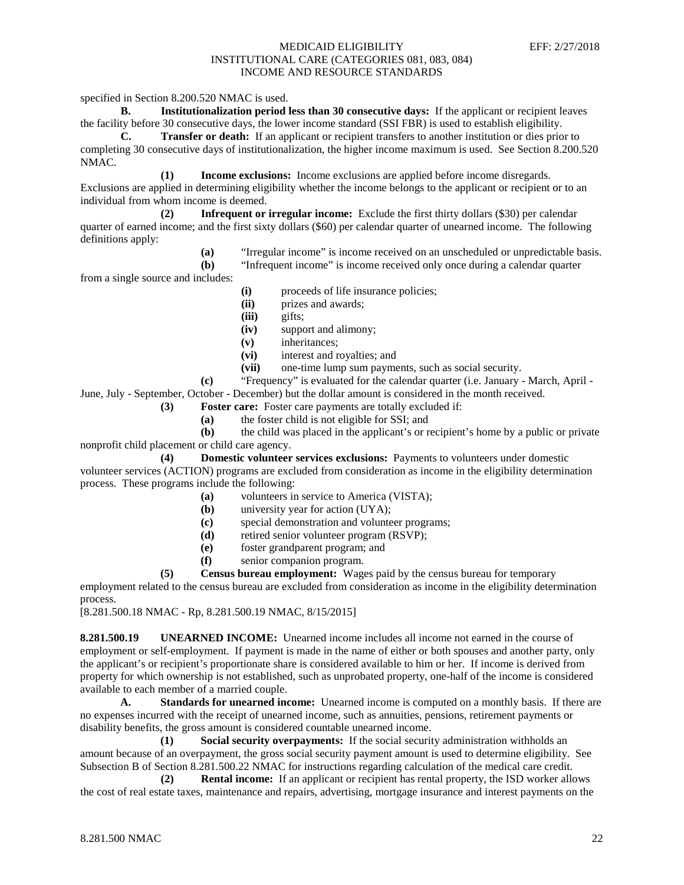specified in Section 8.200.520 NMAC is used.

**B. Institutionalization period less than 30 consecutive days:** If the applicant or recipient leaves the facility before 30 consecutive days, the lower income standard (SSI FBR) is used to establish eligibility.

**C. Transfer or death:** If an applicant or recipient transfers to another institution or dies prior to completing 30 consecutive days of institutionalization, the higher income maximum is used. See Section 8.200.520 NMAC.

**(1) Income exclusions:** Income exclusions are applied before income disregards. Exclusions are applied in determining eligibility whether the income belongs to the applicant or recipient or to an individual from whom income is deemed.

**(2) Infrequent or irregular income:** Exclude the first thirty dollars ($30) per calendar quarter of earned income; and the first sixty dollars ($60) per calendar quarter of unearned income. The following definitions apply:

**(a)** "Irregular income" is income received on an unscheduled or unpredictable basis.

**(b)** "Infrequent income" is income received only once during a calendar quarter from a single source and includes:

**(i)** proceeds of life insurance policies;
**(ii)** prizes and awards;
**(iii)** gifts;
**(iv)** support and alimony;
**(v)** inheritances;
**(vi)** interest and royalties; and
**(vii)** one-time lump sum payments, such as social security.

**(c)** "Frequency" is evaluated for the calendar quarter (i.e. January - March, April - June, July - September, October - December) but the dollar amount is considered in the month received.

**(3) Foster care:** Foster care payments are totally excluded if:

**(a)** the foster child is not eligible for SSI; and

**(b)** the child was placed in the applicant's or recipient's home by a public or private nonprofit child placement or child care agency.

**(4) Domestic volunteer services exclusions:** Payments to volunteers under domestic volunteer services (ACTION) programs are excluded from consideration as income in the eligibility determination process. These programs include the following:

**(a)** volunteers in service to America (VISTA);
**(b)** university year for action (UYA);
**(c)** special demonstration and volunteer programs;
**(d)** retired senior volunteer program (RSVP);
**(e)** foster grandparent program; and
**(f)** senior companion program.

**(5) Census bureau employment:** Wages paid by the census bureau for temporary employment related to the census bureau are excluded from consideration as income in the eligibility determination process.

[8.281.500.18 NMAC - Rp, 8.281.500.19 NMAC, 8/15/2015]

**8.281.500.19 UNEARNED INCOME:** Unearned income includes all income not earned in the course of employment or self-employment. If payment is made in the name of either or both spouses and another party, only the applicant's or recipient's proportionate share is considered available to him or her. If income is derived from property for which ownership is not established, such as unprobated property, one-half of the income is considered available to each member of a married couple.

**A. Standards for unearned income:** Unearned income is computed on a monthly basis. If there are no expenses incurred with the receipt of unearned income, such as annuities, pensions, retirement payments or disability benefits, the gross amount is considered countable unearned income.

**(1) Social security overpayments:** If the social security administration withholds an amount because of an overpayment, the gross social security payment amount is used to determine eligibility. See Subsection B of Section 8.281.500.22 NMAC for instructions regarding calculation of the medical care credit.

**(2) Rental income:** If an applicant or recipient has rental property, the ISD worker allows the cost of real estate taxes, maintenance and repairs, advertising, mortgage insurance and interest payments on the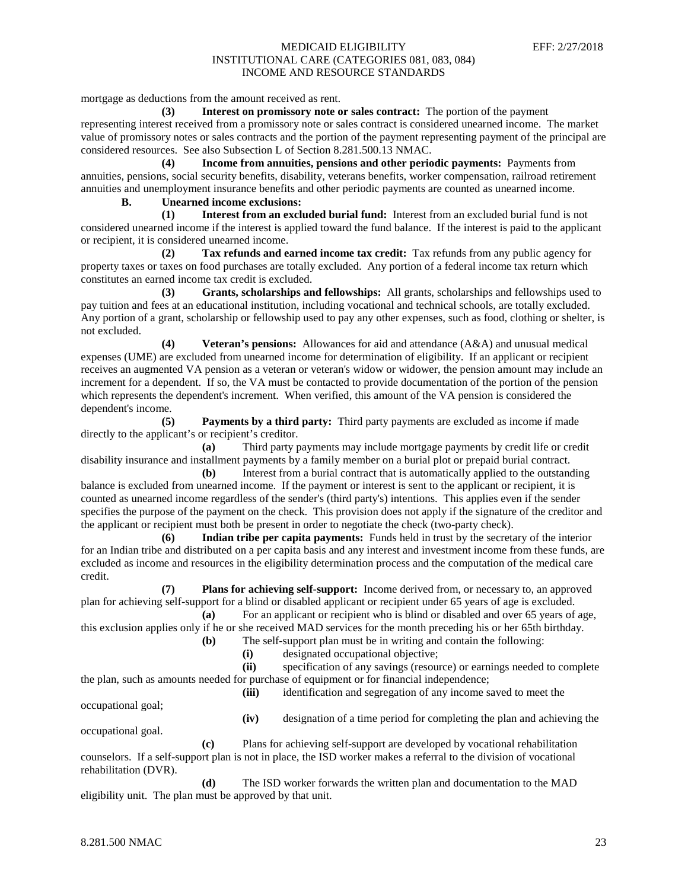mortgage as deductions from the amount received as rent.

**(3) Interest on promissory note or sales contract:** The portion of the payment representing interest received from a promissory note or sales contract is considered unearned income. The market value of promissory notes or sales contracts and the portion of the payment representing payment of the principal are considered resources. See also Subsection L of Section 8.281.500.13 NMAC.

**(4) Income from annuities, pensions and other periodic payments:** Payments from annuities, pensions, social security benefits, disability, veterans benefits, worker compensation, railroad retirement annuities and unemployment insurance benefits and other periodic payments are counted as unearned income.

**B. Unearned income exclusions:**

**(1) Interest from an excluded burial fund:** Interest from an excluded burial fund is not considered unearned income if the interest is applied toward the fund balance. If the interest is paid to the applicant or recipient, it is considered unearned income.

**(2) Tax refunds and earned income tax credit:** Tax refunds from any public agency for property taxes or taxes on food purchases are totally excluded. Any portion of a federal income tax return which constitutes an earned income tax credit is excluded.

**(3) Grants, scholarships and fellowships:** All grants, scholarships and fellowships used to pay tuition and fees at an educational institution, including vocational and technical schools, are totally excluded. Any portion of a grant, scholarship or fellowship used to pay any other expenses, such as food, clothing or shelter, is not excluded.

**(4) Veteran's pensions:** Allowances for aid and attendance (A&A) and unusual medical expenses (UME) are excluded from unearned income for determination of eligibility. If an applicant or recipient receives an augmented VA pension as a veteran or veteran's widow or widower, the pension amount may include an increment for a dependent. If so, the VA must be contacted to provide documentation of the portion of the pension which represents the dependent's increment. When verified, this amount of the VA pension is considered the dependent's income.

**(5) Payments by a third party:** Third party payments are excluded as income if made directly to the applicant's or recipient's creditor.

**(a)** Third party payments may include mortgage payments by credit life or credit disability insurance and installment payments by a family member on a burial plot or prepaid burial contract.

**(b)** Interest from a burial contract that is automatically applied to the outstanding balance is excluded from unearned income. If the payment or interest is sent to the applicant or recipient, it is counted as unearned income regardless of the sender's (third party's) intentions. This applies even if the sender specifies the purpose of the payment on the check. This provision does not apply if the signature of the creditor and the applicant or recipient must both be present in order to negotiate the check (two-party check).

**(6) Indian tribe per capita payments:** Funds held in trust by the secretary of the interior for an Indian tribe and distributed on a per capita basis and any interest and investment income from these funds, are excluded as income and resources in the eligibility determination process and the computation of the medical care credit.

**(7) Plans for achieving self-support:** Income derived from, or necessary to, an approved plan for achieving self-support for a blind or disabled applicant or recipient under 65 years of age is excluded.

**(a)** For an applicant or recipient who is blind or disabled and over 65 years of age, this exclusion applies only if he or she received MAD services for the month preceding his or her 65th birthday.

**(b)** The self-support plan must be in writing and contain the following:

**(i)** designated occupational objective;

**(ii)** specification of any savings (resource) or earnings needed to complete the plan, such as amounts needed for purchase of equipment or for financial independence;

**(iii)** identification and segregation of any income saved to meet the occupational goal;

**(iv)** designation of a time period for completing the plan and achieving the occupational goal.

**(c)** Plans for achieving self-support are developed by vocational rehabilitation counselors. If a self-support plan is not in place, the ISD worker makes a referral to the division of vocational rehabilitation (DVR).

**(d)** The ISD worker forwards the written plan and documentation to the MAD eligibility unit. The plan must be approved by that unit.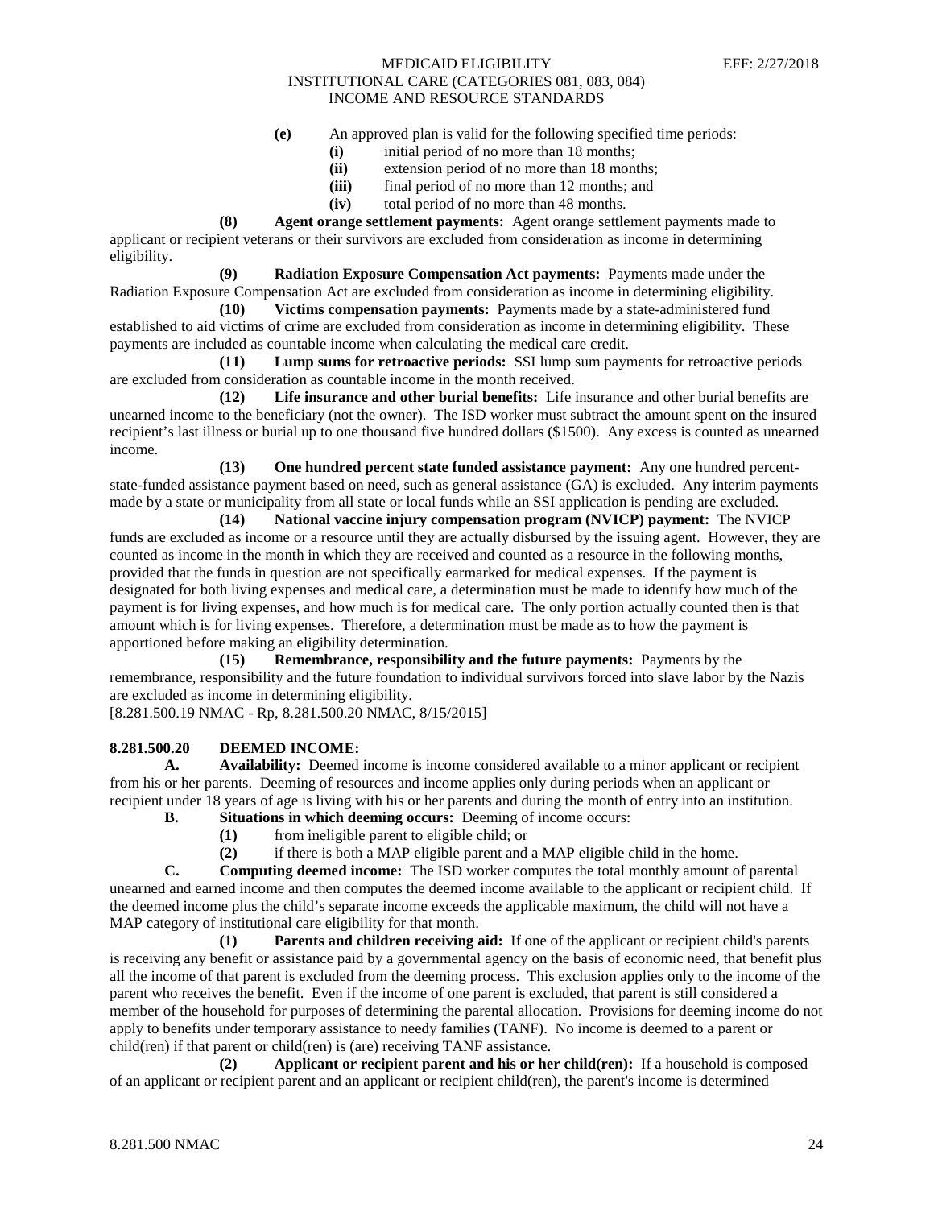**(e)** An approved plan is valid for the following specified time periods:

**(i)** initial period of no more than 18 months;

**(ii)** extension period of no more than 18 months;

**(iii)** final period of no more than 12 months; and

**(iv)** total period of no more than 48 months.

**(8) Agent orange settlement payments:** Agent orange settlement payments made to applicant or recipient veterans or their survivors are excluded from consideration as income in determining eligibility.

**(9) Radiation Exposure Compensation Act payments:** Payments made under the Radiation Exposure Compensation Act are excluded from consideration as income in determining eligibility.

**(10) Victims compensation payments:** Payments made by a state-administered fund established to aid victims of crime are excluded from consideration as income in determining eligibility. These payments are included as countable income when calculating the medical care credit.

**(11) Lump sums for retroactive periods:** SSI lump sum payments for retroactive periods are excluded from consideration as countable income in the month received.

**(12) Life insurance and other burial benefits:** Life insurance and other burial benefits are unearned income to the beneficiary (not the owner). The ISD worker must subtract the amount spent on the insured recipient's last illness or burial up to one thousand five hundred dollars ($1500). Any excess is counted as unearned income.

**(13) One hundred percent state funded assistance payment:** Any one hundred percent-state-funded assistance payment based on need, such as general assistance (GA) is excluded. Any interim payments made by a state or municipality from all state or local funds while an SSI application is pending are excluded.

**(14) National vaccine injury compensation program (NVICP) payment:** The NVICP funds are excluded as income or a resource until they are actually disbursed by the issuing agent. However, they are counted as income in the month in which they are received and counted as a resource in the following months, provided that the funds in question are not specifically earmarked for medical expenses. If the payment is designated for both living expenses and medical care, a determination must be made to identify how much of the payment is for living expenses, and how much is for medical care. The only portion actually counted then is that amount which is for living expenses. Therefore, a determination must be made as to how the payment is apportioned before making an eligibility determination.

**(15) Remembrance, responsibility and the future payments:** Payments by the remembrance, responsibility and the future foundation to individual survivors forced into slave labor by the Nazis are excluded as income in determining eligibility.

[8.281.500.19 NMAC - Rp, 8.281.500.20 NMAC, 8/15/2015]

**8.281.500.20 DEEMED INCOME:**

**A. Availability:** Deemed income is income considered available to a minor applicant or recipient from his or her parents. Deeming of resources and income applies only during periods when an applicant or recipient under 18 years of age is living with his or her parents and during the month of entry into an institution.

**B. Situations in which deeming occurs:** Deeming of income occurs:

**(1)** from ineligible parent to eligible child; or

**(2)** if there is both a MAP eligible parent and a MAP eligible child in the home.

**C. Computing deemed income:** The ISD worker computes the total monthly amount of parental unearned and earned income and then computes the deemed income available to the applicant or recipient child. If the deemed income plus the child's separate income exceeds the applicable maximum, the child will not have a MAP category of institutional care eligibility for that month.

**(1) Parents and children receiving aid:** If one of the applicant or recipient child's parents is receiving any benefit or assistance paid by a governmental agency on the basis of economic need, that benefit plus all the income of that parent is excluded from the deeming process. This exclusion applies only to the income of the parent who receives the benefit. Even if the income of one parent is excluded, that parent is still considered a member of the household for purposes of determining the parental allocation. Provisions for deeming income do not apply to benefits under temporary assistance to needy families (TANF). No income is deemed to a parent or child(ren) if that parent or child(ren) is (are) receiving TANF assistance.

**(2) Applicant or recipient parent and his or her child(ren):** If a household is composed of an applicant or recipient parent and an applicant or recipient child(ren), the parent's income is determined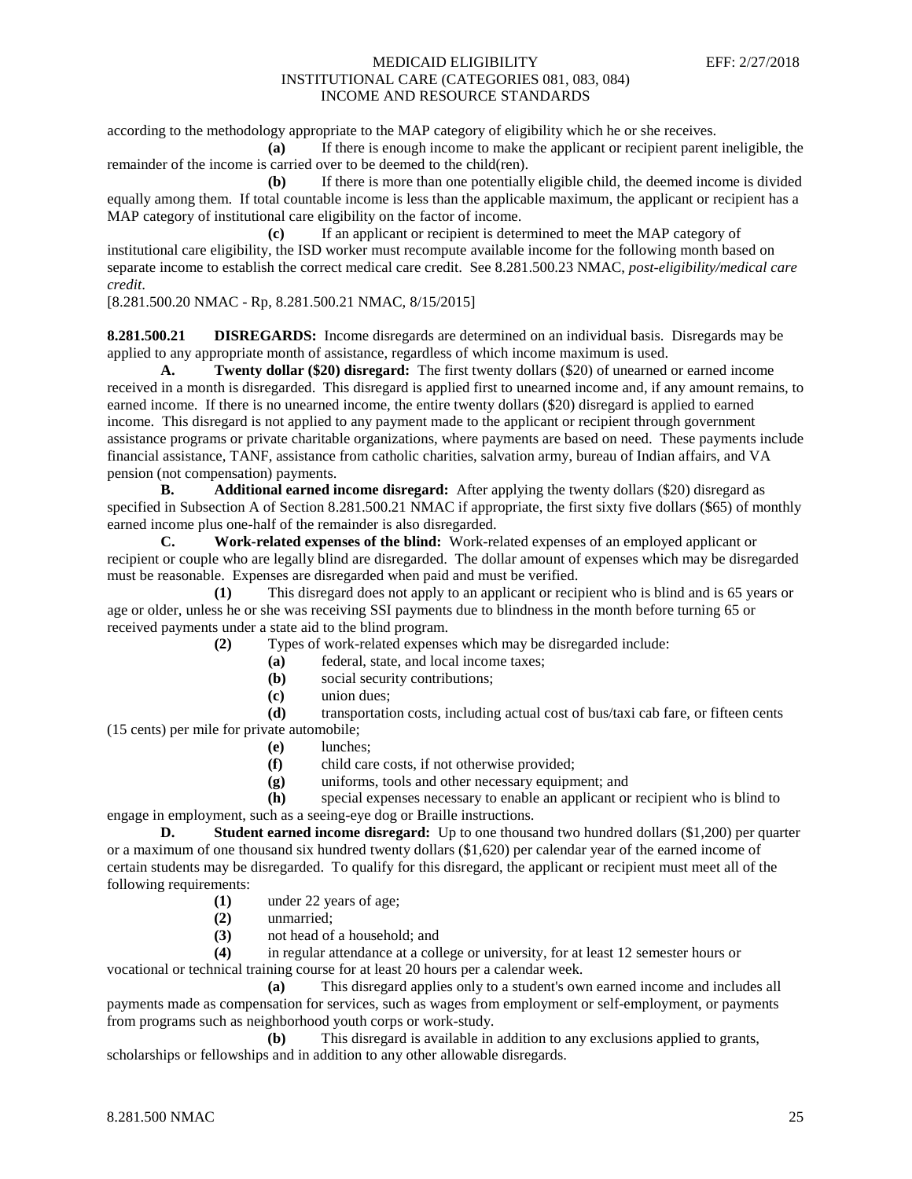according to the methodology appropriate to the MAP category of eligibility which he or she receives.

**(a)** If there is enough income to make the applicant or recipient parent ineligible, the remainder of the income is carried over to be deemed to the child(ren).

**(b)** If there is more than one potentially eligible child, the deemed income is divided equally among them. If total countable income is less than the applicable maximum, the applicant or recipient has a MAP category of institutional care eligibility on the factor of income.

**(c)** If an applicant or recipient is determined to meet the MAP category of institutional care eligibility, the ISD worker must recompute available income for the following month based on separate income to establish the correct medical care credit. See 8.281.500.23 NMAC, *post-eligibility/medical care credit*.

[8.281.500.20 NMAC - Rp, 8.281.500.21 NMAC, 8/15/2015]

**8.281.500.21 DISREGARDS:** Income disregards are determined on an individual basis. Disregards may be applied to any appropriate month of assistance, regardless of which income maximum is used.

**A. Twenty dollar ($20) disregard:** The first twenty dollars ($20) of unearned or earned income received in a month is disregarded. This disregard is applied first to unearned income and, if any amount remains, to earned income. If there is no unearned income, the entire twenty dollars ($20) disregard is applied to earned income. This disregard is not applied to any payment made to the applicant or recipient through government assistance programs or private charitable organizations, where payments are based on need. These payments include financial assistance, TANF, assistance from catholic charities, salvation army, bureau of Indian affairs, and VA pension (not compensation) payments.

**B. Additional earned income disregard:** After applying the twenty dollars ($20) disregard as specified in Subsection A of Section 8.281.500.21 NMAC if appropriate, the first sixty five dollars ($65) of monthly earned income plus one-half of the remainder is also disregarded.

**C. Work-related expenses of the blind:** Work-related expenses of an employed applicant or recipient or couple who are legally blind are disregarded. The dollar amount of expenses which may be disregarded must be reasonable. Expenses are disregarded when paid and must be verified.

**(1)** This disregard does not apply to an applicant or recipient who is blind and is 65 years or age or older, unless he or she was receiving SSI payments due to blindness in the month before turning 65 or received payments under a state aid to the blind program.

**(2)** Types of work-related expenses which may be disregarded include:

**(a)** federal, state, and local income taxes;

**(b)** social security contributions;

**(c)** union dues;

**(d)** transportation costs, including actual cost of bus/taxi cab fare, or fifteen cents (15 cents) per mile for private automobile;

**(e)** lunches;

**(f)** child care costs, if not otherwise provided;

**(g)** uniforms, tools and other necessary equipment; and

**(h)** special expenses necessary to enable an applicant or recipient who is blind to engage in employment, such as a seeing-eye dog or Braille instructions.

**D. Student earned income disregard:** Up to one thousand two hundred dollars ($1,200) per quarter or a maximum of one thousand six hundred twenty dollars ($1,620) per calendar year of the earned income of certain students may be disregarded. To qualify for this disregard, the applicant or recipient must meet all of the following requirements:

**(1)** under 22 years of age;

**(2)** unmarried;

**(3)** not head of a household; and

**(4)** in regular attendance at a college or university, for at least 12 semester hours or vocational or technical training course for at least 20 hours per a calendar week.

**(a)** This disregard applies only to a student's own earned income and includes all payments made as compensation for services, such as wages from employment or self-employment, or payments from programs such as neighborhood youth corps or work-study.

**(b)** This disregard is available in addition to any exclusions applied to grants, scholarships or fellowships and in addition to any other allowable disregards.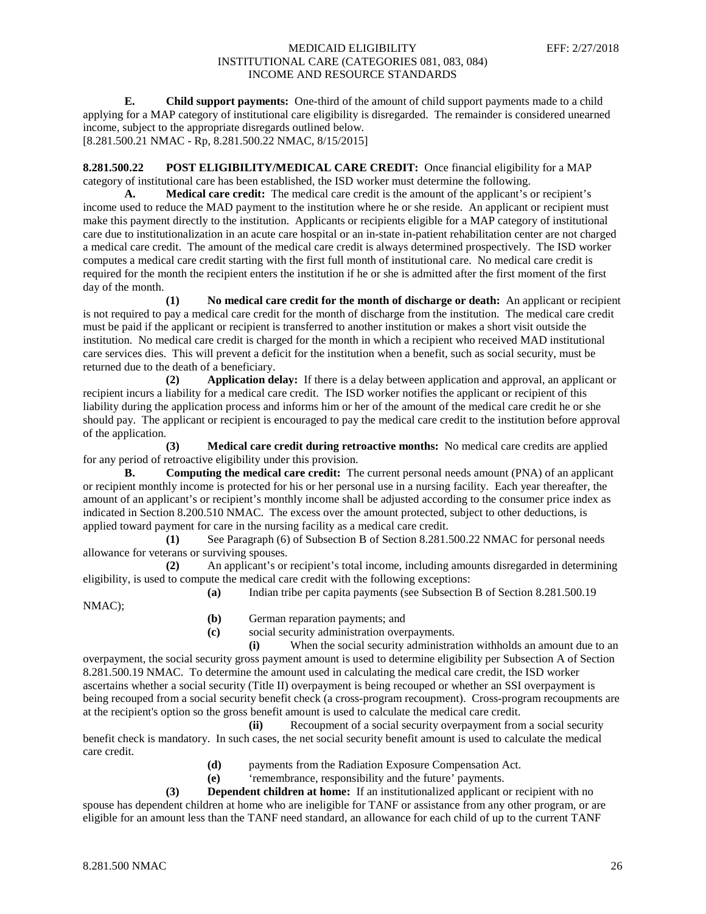**E. Child support payments:** One-third of the amount of child support payments made to a child applying for a MAP category of institutional care eligibility is disregarded. The remainder is considered unearned income, subject to the appropriate disregards outlined below.
[8.281.500.21 NMAC - Rp, 8.281.500.22 NMAC, 8/15/2015]

**8.281.500.22 POST ELIGIBILITY/MEDICAL CARE CREDIT:** Once financial eligibility for a MAP category of institutional care has been established, the ISD worker must determine the following.

**A. Medical care credit:** The medical care credit is the amount of the applicant's or recipient's income used to reduce the MAD payment to the institution where he or she reside. An applicant or recipient must make this payment directly to the institution. Applicants or recipients eligible for a MAP category of institutional care due to institutionalization in an acute care hospital or an in-state in-patient rehabilitation center are not charged a medical care credit. The amount of the medical care credit is always determined prospectively. The ISD worker computes a medical care credit starting with the first full month of institutional care. No medical care credit is required for the month the recipient enters the institution if he or she is admitted after the first moment of the first day of the month.

**(1) No medical care credit for the month of discharge or death:** An applicant or recipient is not required to pay a medical care credit for the month of discharge from the institution. The medical care credit must be paid if the applicant or recipient is transferred to another institution or makes a short visit outside the institution. No medical care credit is charged for the month in which a recipient who received MAD institutional care services dies. This will prevent a deficit for the institution when a benefit, such as social security, must be returned due to the death of a beneficiary.

**(2) Application delay:** If there is a delay between application and approval, an applicant or recipient incurs a liability for a medical care credit. The ISD worker notifies the applicant or recipient of this liability during the application process and informs him or her of the amount of the medical care credit he or she should pay. The applicant or recipient is encouraged to pay the medical care credit to the institution before approval of the application.

**(3) Medical care credit during retroactive months:** No medical care credits are applied for any period of retroactive eligibility under this provision.

**B. Computing the medical care credit:** The current personal needs amount (PNA) of an applicant or recipient monthly income is protected for his or her personal use in a nursing facility. Each year thereafter, the amount of an applicant's or recipient's monthly income shall be adjusted according to the consumer price index as indicated in Section 8.200.510 NMAC. The excess over the amount protected, subject to other deductions, is applied toward payment for care in the nursing facility as a medical care credit.

**(1)** See Paragraph (6) of Subsection B of Section 8.281.500.22 NMAC for personal needs allowance for veterans or surviving spouses.

**(2)** An applicant's or recipient's total income, including amounts disregarded in determining eligibility, is used to compute the medical care credit with the following exceptions:

**(a)** Indian tribe per capita payments (see Subsection B of Section 8.281.500.19 NMAC);

**(b)** German reparation payments; and

**(c)** social security administration overpayments.

**(i)** When the social security administration withholds an amount due to an overpayment, the social security gross payment amount is used to determine eligibility per Subsection A of Section 8.281.500.19 NMAC. To determine the amount used in calculating the medical care credit, the ISD worker ascertains whether a social security (Title II) overpayment is being recouped or whether an SSI overpayment is being recouped from a social security benefit check (a cross-program recoupment). Cross-program recoupments are at the recipient's option so the gross benefit amount is used to calculate the medical care credit.

**(ii)** Recoupment of a social security overpayment from a social security benefit check is mandatory. In such cases, the net social security benefit amount is used to calculate the medical care credit.

**(d)** payments from the Radiation Exposure Compensation Act.

**(e)** 'remembrance, responsibility and the future' payments.

**(3) Dependent children at home:** If an institutionalized applicant or recipient with no spouse has dependent children at home who are ineligible for TANF or assistance from any other program, or are eligible for an amount less than the TANF need standard, an allowance for each child of up to the current TANF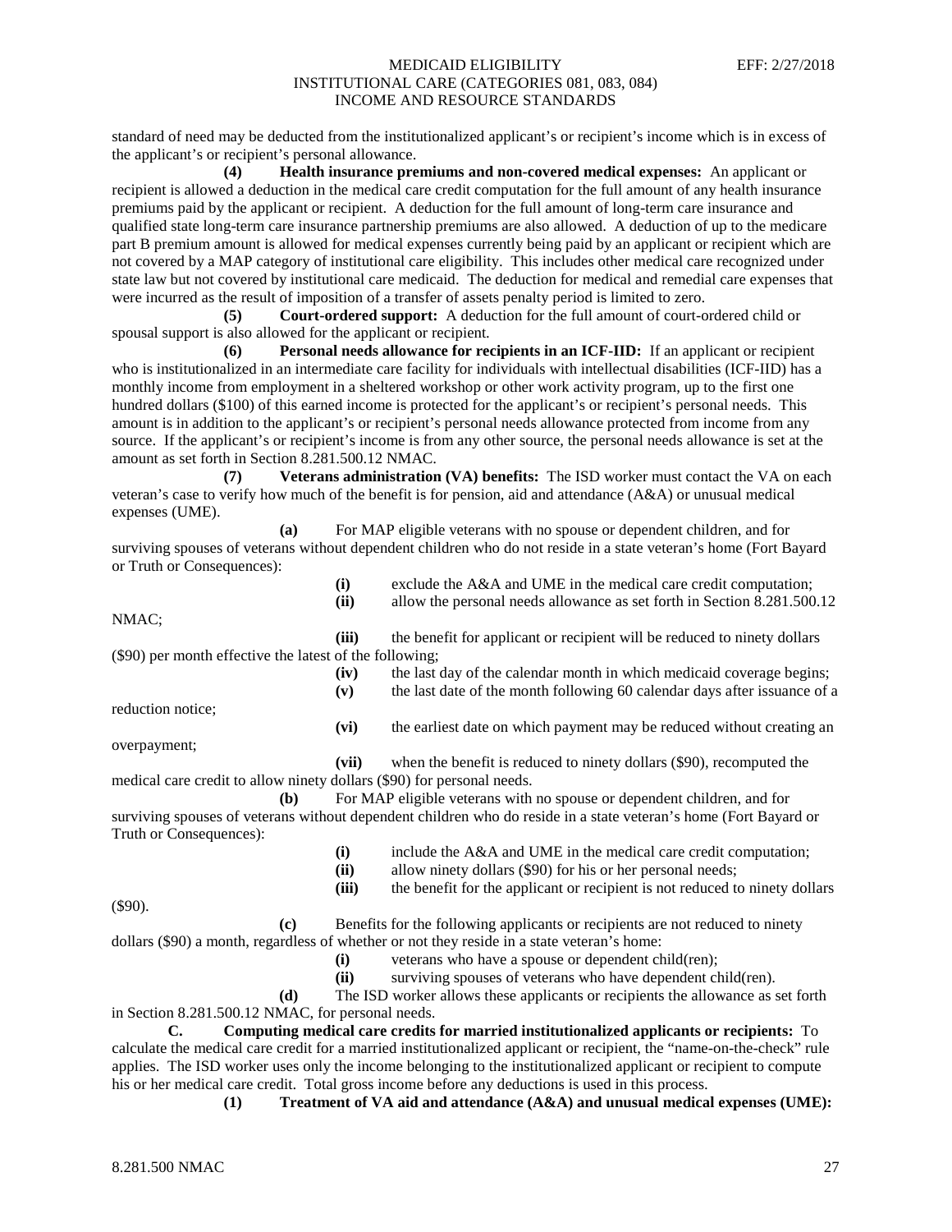standard of need may be deducted from the institutionalized applicant's or recipient's income which is in excess of the applicant's or recipient's personal allowance.

**(4) Health insurance premiums and non-covered medical expenses:** An applicant or recipient is allowed a deduction in the medical care credit computation for the full amount of any health insurance premiums paid by the applicant or recipient. A deduction for the full amount of long-term care insurance and qualified state long-term care insurance partnership premiums are also allowed. A deduction of up to the medicare part B premium amount is allowed for medical expenses currently being paid by an applicant or recipient which are not covered by a MAP category of institutional care eligibility. This includes other medical care recognized under state law but not covered by institutional care medicaid. The deduction for medical and remedial care expenses that were incurred as the result of imposition of a transfer of assets penalty period is limited to zero.

**(5) Court-ordered support:** A deduction for the full amount of court-ordered child or spousal support is also allowed for the applicant or recipient.

**(6) Personal needs allowance for recipients in an ICF-IID:** If an applicant or recipient who is institutionalized in an intermediate care facility for individuals with intellectual disabilities (ICF-IID) has a monthly income from employment in a sheltered workshop or other work activity program, up to the first one hundred dollars ($100) of this earned income is protected for the applicant's or recipient's personal needs. This amount is in addition to the applicant's or recipient's personal needs allowance protected from income from any source. If the applicant's or recipient's income is from any other source, the personal needs allowance is set at the amount as set forth in Section 8.281.500.12 NMAC.

**(7) Veterans administration (VA) benefits:** The ISD worker must contact the VA on each veteran's case to verify how much of the benefit is for pension, aid and attendance (A&A) or unusual medical expenses (UME).

**(a)** For MAP eligible veterans with no spouse or dependent children, and for surviving spouses of veterans without dependent children who do not reside in a state veteran's home (Fort Bayard or Truth or Consequences):

**(i)** exclude the A&A and UME in the medical care credit computation;

**(ii)** allow the personal needs allowance as set forth in Section 8.281.500.12 NMAC;

**(iii)** the benefit for applicant or recipient will be reduced to ninety dollars ($90) per month effective the latest of the following;

**(iv)** the last day of the calendar month in which medicaid coverage begins;

**(v)** the last date of the month following 60 calendar days after issuance of a reduction notice;

**(vi)** the earliest date on which payment may be reduced without creating an overpayment;

**(vii)** when the benefit is reduced to ninety dollars ($90), recomputed the medical care credit to allow ninety dollars ($90) for personal needs.

**(b)** For MAP eligible veterans with no spouse or dependent children, and for surviving spouses of veterans without dependent children who do reside in a state veteran's home (Fort Bayard or Truth or Consequences):

**(i)** include the A&A and UME in the medical care credit computation;

**(ii)** allow ninety dollars ($90) for his or her personal needs;

**(iii)** the benefit for the applicant or recipient is not reduced to ninety dollars ($90).

**(c)** Benefits for the following applicants or recipients are not reduced to ninety dollars ($90) a month, regardless of whether or not they reside in a state veteran's home:

**(i)** veterans who have a spouse or dependent child(ren);

**(ii)** surviving spouses of veterans who have dependent child(ren).

**(d)** The ISD worker allows these applicants or recipients the allowance as set forth in Section 8.281.500.12 NMAC, for personal needs.

**C. Computing medical care credits for married institutionalized applicants or recipients:** To calculate the medical care credit for a married institutionalized applicant or recipient, the "name-on-the-check" rule applies. The ISD worker uses only the income belonging to the institutionalized applicant or recipient to compute his or her medical care credit. Total gross income before any deductions is used in this process.

**(1) Treatment of VA aid and attendance (A&A) and unusual medical expenses (UME):**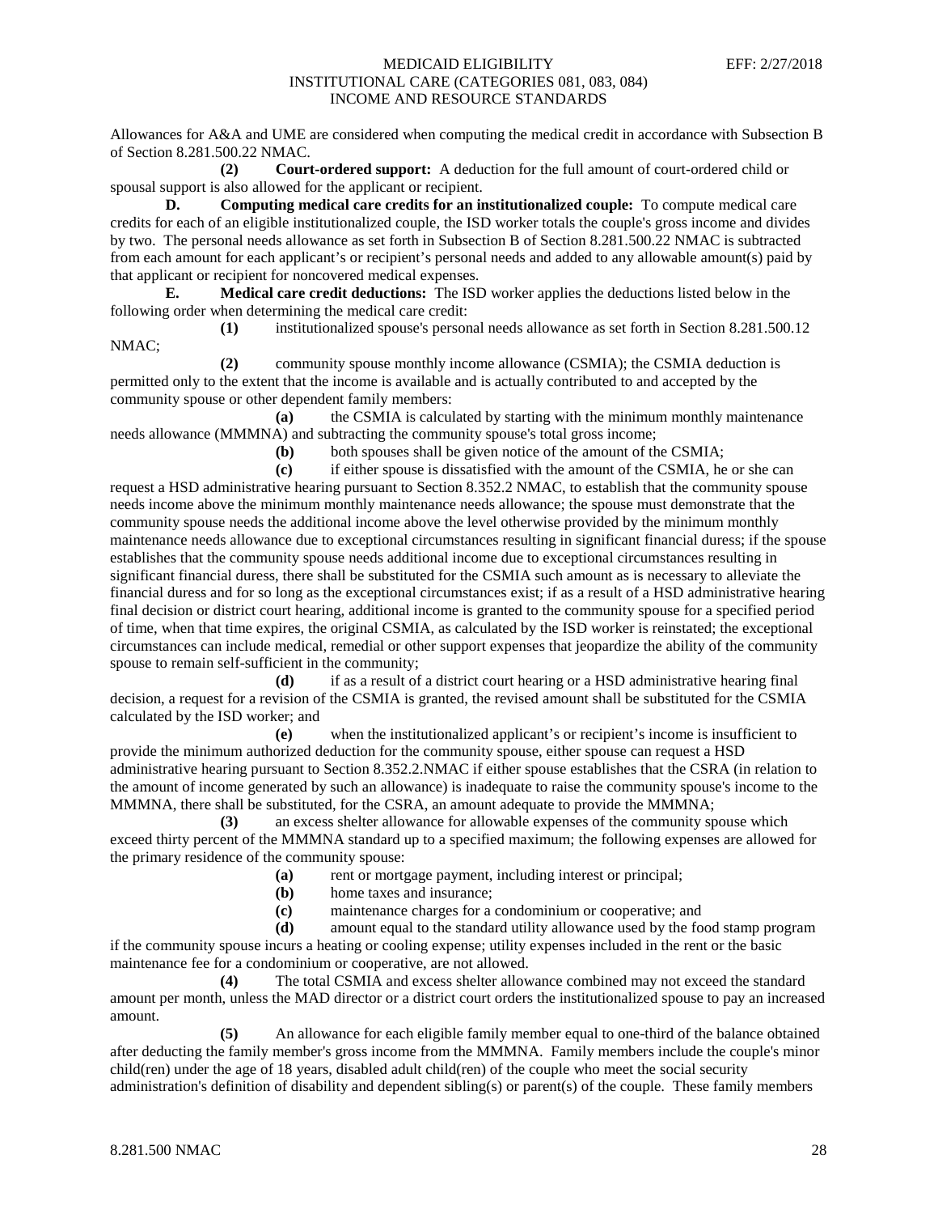Allowances for A&A and UME are considered when computing the medical credit in accordance with Subsection B of Section 8.281.500.22 NMAC.

**(2) Court-ordered support:** A deduction for the full amount of court-ordered child or spousal support is also allowed for the applicant or recipient.

**D. Computing medical care credits for an institutionalized couple:** To compute medical care credits for each of an eligible institutionalized couple, the ISD worker totals the couple's gross income and divides by two. The personal needs allowance as set forth in Subsection B of Section 8.281.500.22 NMAC is subtracted from each amount for each applicant's or recipient's personal needs and added to any allowable amount(s) paid by that applicant or recipient for noncovered medical expenses.

**E. Medical care credit deductions:** The ISD worker applies the deductions listed below in the following order when determining the medical care credit:

**(1)** institutionalized spouse's personal needs allowance as set forth in Section 8.281.500.12 NMAC;

**(2)** community spouse monthly income allowance (CSMIA); the CSMIA deduction is permitted only to the extent that the income is available and is actually contributed to and accepted by the community spouse or other dependent family members:

**(a)** the CSMIA is calculated by starting with the minimum monthly maintenance needs allowance (MMMNA) and subtracting the community spouse's total gross income;

**(b)** both spouses shall be given notice of the amount of the CSMIA;

**(c)** if either spouse is dissatisfied with the amount of the CSMIA, he or she can request a HSD administrative hearing pursuant to Section 8.352.2 NMAC, to establish that the community spouse needs income above the minimum monthly maintenance needs allowance; the spouse must demonstrate that the community spouse needs the additional income above the level otherwise provided by the minimum monthly maintenance needs allowance due to exceptional circumstances resulting in significant financial duress; if the spouse establishes that the community spouse needs additional income due to exceptional circumstances resulting in significant financial duress, there shall be substituted for the CSMIA such amount as is necessary to alleviate the financial duress and for so long as the exceptional circumstances exist; if as a result of a HSD administrative hearing final decision or district court hearing, additional income is granted to the community spouse for a specified period of time, when that time expires, the original CSMIA, as calculated by the ISD worker is reinstated; the exceptional circumstances can include medical, remedial or other support expenses that jeopardize the ability of the community spouse to remain self-sufficient in the community;

**(d)** if as a result of a district court hearing or a HSD administrative hearing final decision, a request for a revision of the CSMIA is granted, the revised amount shall be substituted for the CSMIA calculated by the ISD worker; and

**(e)** when the institutionalized applicant's or recipient's income is insufficient to provide the minimum authorized deduction for the community spouse, either spouse can request a HSD administrative hearing pursuant to Section 8.352.2.NMAC if either spouse establishes that the CSRA (in relation to the amount of income generated by such an allowance) is inadequate to raise the community spouse's income to the MMMNA, there shall be substituted, for the CSRA, an amount adequate to provide the MMMNA;

**(3)** an excess shelter allowance for allowable expenses of the community spouse which exceed thirty percent of the MMMNA standard up to a specified maximum; the following expenses are allowed for the primary residence of the community spouse:

**(a)** rent or mortgage payment, including interest or principal;

**(b)** home taxes and insurance;

**(c)** maintenance charges for a condominium or cooperative; and

**(d)** amount equal to the standard utility allowance used by the food stamp program if the community spouse incurs a heating or cooling expense; utility expenses included in the rent or the basic maintenance fee for a condominium or cooperative, are not allowed.

**(4)** The total CSMIA and excess shelter allowance combined may not exceed the standard amount per month, unless the MAD director or a district court orders the institutionalized spouse to pay an increased amount.

**(5)** An allowance for each eligible family member equal to one-third of the balance obtained after deducting the family member's gross income from the MMMNA. Family members include the couple's minor child(ren) under the age of 18 years, disabled adult child(ren) of the couple who meet the social security administration's definition of disability and dependent sibling(s) or parent(s) of the couple. These family members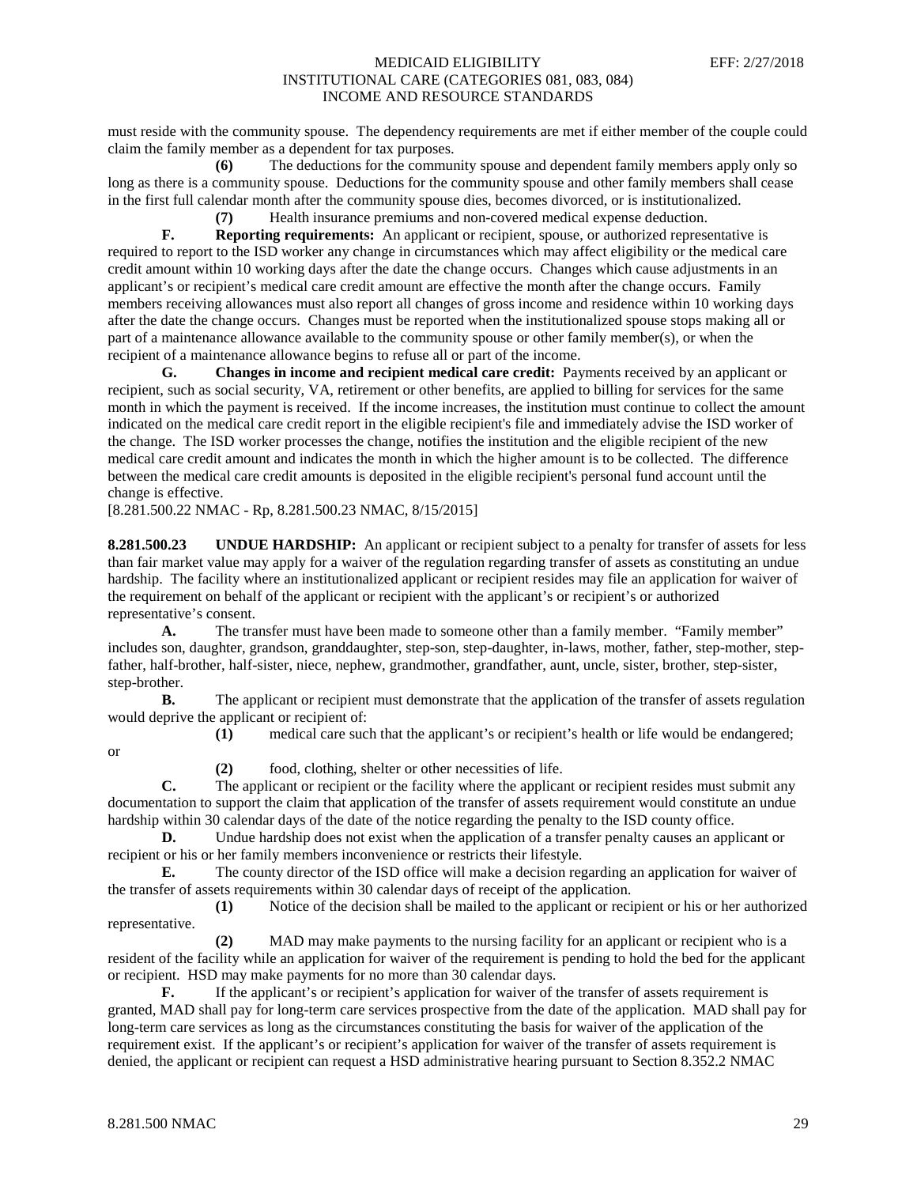must reside with the community spouse. The dependency requirements are met if either member of the couple could claim the family member as a dependent for tax purposes.

**(6)** The deductions for the community spouse and dependent family members apply only so long as there is a community spouse. Deductions for the community spouse and other family members shall cease in the first full calendar month after the community spouse dies, becomes divorced, or is institutionalized.

**(7)** Health insurance premiums and non-covered medical expense deduction.

**F. Reporting requirements:** An applicant or recipient, spouse, or authorized representative is required to report to the ISD worker any change in circumstances which may affect eligibility or the medical care credit amount within 10 working days after the date the change occurs. Changes which cause adjustments in an applicant's or recipient's medical care credit amount are effective the month after the change occurs. Family members receiving allowances must also report all changes of gross income and residence within 10 working days after the date the change occurs. Changes must be reported when the institutionalized spouse stops making all or part of a maintenance allowance available to the community spouse or other family member(s), or when the recipient of a maintenance allowance begins to refuse all or part of the income.

**G. Changes in income and recipient medical care credit:** Payments received by an applicant or recipient, such as social security, VA, retirement or other benefits, are applied to billing for services for the same month in which the payment is received. If the income increases, the institution must continue to collect the amount indicated on the medical care credit report in the eligible recipient's file and immediately advise the ISD worker of the change. The ISD worker processes the change, notifies the institution and the eligible recipient of the new medical care credit amount and indicates the month in which the higher amount is to be collected. The difference between the medical care credit amounts is deposited in the eligible recipient's personal fund account until the change is effective.

[8.281.500.22 NMAC - Rp, 8.281.500.23 NMAC, 8/15/2015]

**8.281.500.23 UNDUE HARDSHIP:** An applicant or recipient subject to a penalty for transfer of assets for less than fair market value may apply for a waiver of the regulation regarding transfer of assets as constituting an undue hardship. The facility where an institutionalized applicant or recipient resides may file an application for waiver of the requirement on behalf of the applicant or recipient with the applicant's or recipient's or authorized representative's consent.

**A.** The transfer must have been made to someone other than a family member. "Family member" includes son, daughter, grandson, granddaughter, step-son, step-daughter, in-laws, mother, father, step-mother, step-father, half-brother, half-sister, niece, nephew, grandmother, grandfather, aunt, uncle, sister, brother, step-sister, step-brother.

**B.** The applicant or recipient must demonstrate that the application of the transfer of assets regulation would deprive the applicant or recipient of:

**(1)** medical care such that the applicant's or recipient's health or life would be endangered; or

**(2)** food, clothing, shelter or other necessities of life.

**C.** The applicant or recipient or the facility where the applicant or recipient resides must submit any documentation to support the claim that application of the transfer of assets requirement would constitute an undue hardship within 30 calendar days of the date of the notice regarding the penalty to the ISD county office.

**D.** Undue hardship does not exist when the application of a transfer penalty causes an applicant or recipient or his or her family members inconvenience or restricts their lifestyle.

**E.** The county director of the ISD office will make a decision regarding an application for waiver of the transfer of assets requirements within 30 calendar days of receipt of the application.

**(1)** Notice of the decision shall be mailed to the applicant or recipient or his or her authorized representative.

**(2)** MAD may make payments to the nursing facility for an applicant or recipient who is a resident of the facility while an application for waiver of the requirement is pending to hold the bed for the applicant or recipient. HSD may make payments for no more than 30 calendar days.

**F.** If the applicant's or recipient's application for waiver of the transfer of assets requirement is granted, MAD shall pay for long-term care services prospective from the date of the application. MAD shall pay for long-term care services as long as the circumstances constituting the basis for waiver of the application of the requirement exist. If the applicant's or recipient's application for waiver of the transfer of assets requirement is denied, the applicant or recipient can request a HSD administrative hearing pursuant to Section 8.352.2 NMAC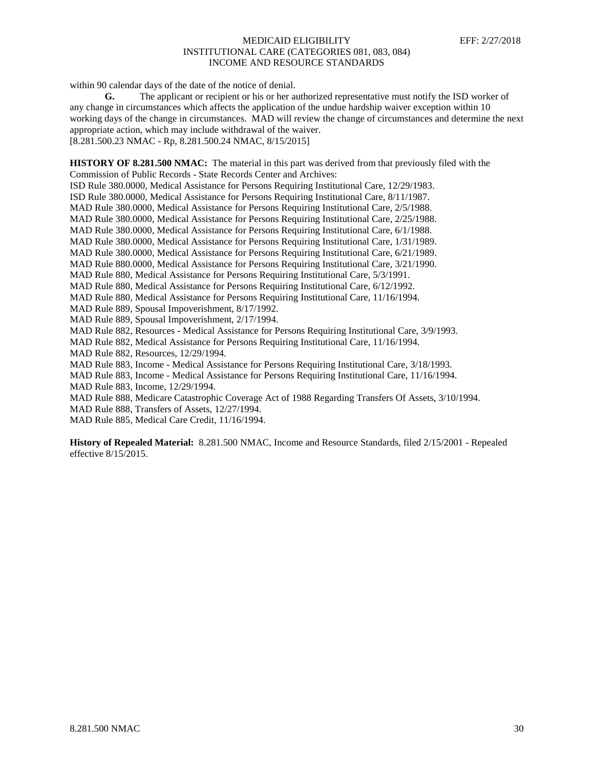within 90 calendar days of the date of the notice of denial.

**G.** The applicant or recipient or his or her authorized representative must notify the ISD worker of any change in circumstances which affects the application of the undue hardship waiver exception within 10 working days of the change in circumstances. MAD will review the change of circumstances and determine the next appropriate action, which may include withdrawal of the waiver.
[8.281.500.23 NMAC - Rp, 8.281.500.24 NMAC, 8/15/2015]

**HISTORY OF 8.281.500 NMAC:** The material in this part was derived from that previously filed with the Commission of Public Records - State Records Center and Archives:
ISD Rule 380.0000, Medical Assistance for Persons Requiring Institutional Care, 12/29/1983.
ISD Rule 380.0000, Medical Assistance for Persons Requiring Institutional Care, 8/11/1987.
MAD Rule 380.0000, Medical Assistance for Persons Requiring Institutional Care, 2/5/1988.
MAD Rule 380.0000, Medical Assistance for Persons Requiring Institutional Care, 2/25/1988.
MAD Rule 380.0000, Medical Assistance for Persons Requiring Institutional Care, 6/1/1988.
MAD Rule 380.0000, Medical Assistance for Persons Requiring Institutional Care, 1/31/1989.
MAD Rule 380.0000, Medical Assistance for Persons Requiring Institutional Care, 6/21/1989.
MAD Rule 880.0000, Medical Assistance for Persons Requiring Institutional Care, 3/21/1990.
MAD Rule 880, Medical Assistance for Persons Requiring Institutional Care, 5/3/1991.
MAD Rule 880, Medical Assistance for Persons Requiring Institutional Care, 6/12/1992.
MAD Rule 880, Medical Assistance for Persons Requiring Institutional Care, 11/16/1994.
MAD Rule 889, Spousal Impoverishment, 8/17/1992.
MAD Rule 889, Spousal Impoverishment, 2/17/1994.
MAD Rule 882, Resources - Medical Assistance for Persons Requiring Institutional Care, 3/9/1993.
MAD Rule 882, Medical Assistance for Persons Requiring Institutional Care, 11/16/1994.
MAD Rule 882, Resources, 12/29/1994.
MAD Rule 883, Income - Medical Assistance for Persons Requiring Institutional Care, 3/18/1993.
MAD Rule 883, Income - Medical Assistance for Persons Requiring Institutional Care, 11/16/1994.
MAD Rule 883, Income, 12/29/1994.
MAD Rule 888, Medicare Catastrophic Coverage Act of 1988 Regarding Transfers Of Assets, 3/10/1994.
MAD Rule 888, Transfers of Assets, 12/27/1994.
MAD Rule 885, Medical Care Credit, 11/16/1994.

**History of Repealed Material:** 8.281.500 NMAC, Income and Resource Standards, filed 2/15/2001 - Repealed effective 8/15/2015.